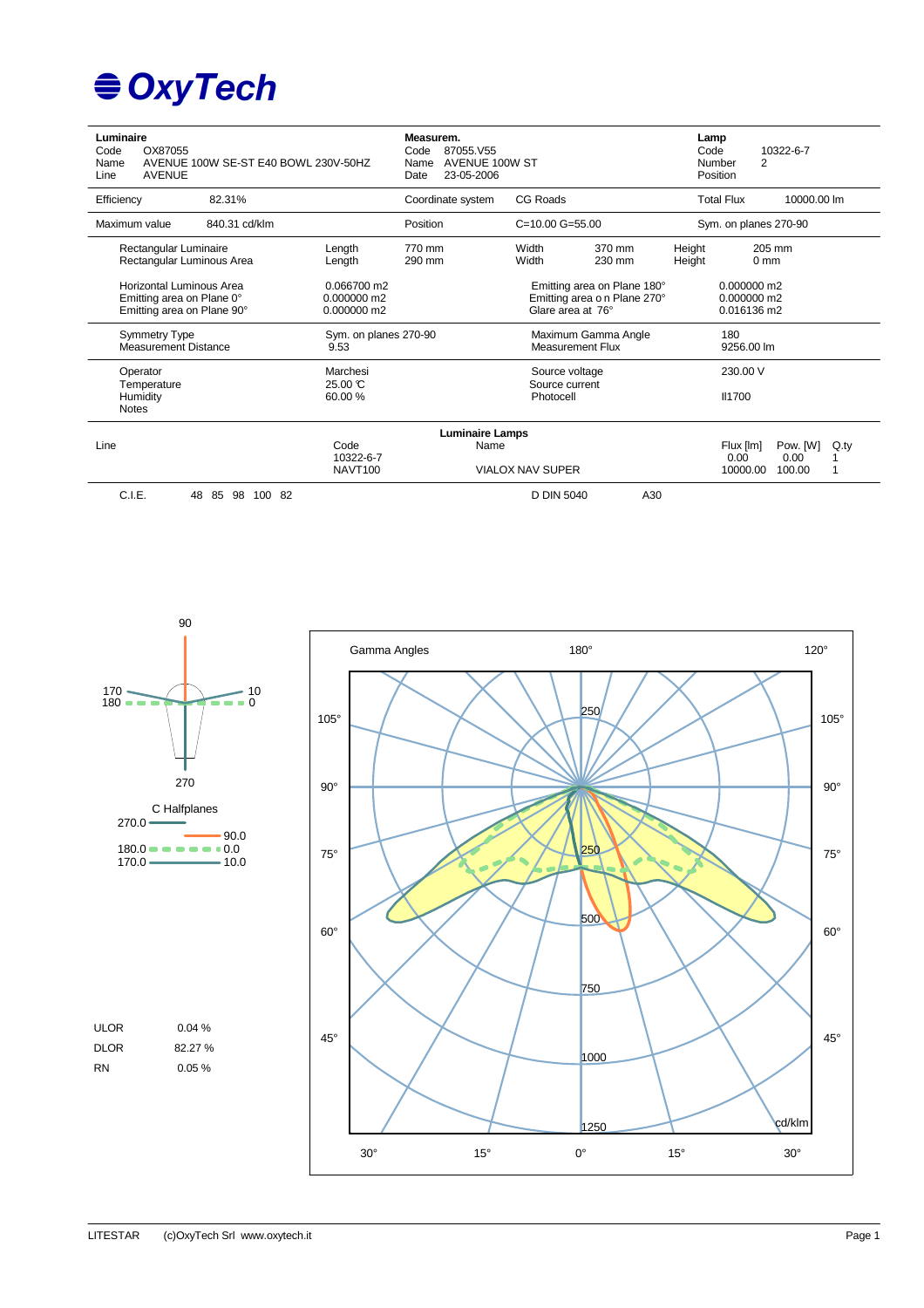# OxyTech

| **Luminaire** | | **Measurem.** | | **Lamp** | |
|---|---|---|---|---|---|
| Code | OX87055 | Code | 87055.V55 | Code | 10322-6-7 |
| Name | AVENUE 100W SE-ST E40 BOWL 230V-50HZ | Name | AVENUE 100W ST | Number | 2 |
| Line | AVENUE | Date | 23-05-2006 | Position | |

| | | | | | |
|---|---|---|---|---|---|
| Efficiency | 82.31% | Coordinate system | CG Roads | Total Flux | 10000.00 lm |
| Maximum value | 840.31 cd/klm | Position | C=10.00 G=55.00 | Sym. on planes 270-90 | |

| | | | | | | | |
|---|---|---|---|---|---|---|---|
| Rectangular Luminaire | Length | 770 mm | Width | 370 mm | Height | 205 mm |
| Rectangular Luminous Area | Length | 290 mm | Width | 230 mm | Height | 0 mm |

| | | | |
|---|---|---|---|
| Horizontal Luminous Area | 0.066700 m2 | Emitting area on Plane 180° | 0.000000 m2 |
| Emitting area on Plane 0° | 0.000000 m2 | Emitting area on Plane 270° | 0.000000 m2 |
| Emitting area on Plane 90° | 0.000000 m2 | Glare area at 76° | 0.016136 m2 |

| | | | |
|---|---|---|---|
| Symmetry Type | Sym. on planes 270-90 | Maximum Gamma Angle | 180 |
| Measurement Distance | 9.53 | Measurement Flux | 9256.00 lm |

| | | | |
|---|---|---|---|
| Operator | Marchesi | Source voltage | 230.00 V |
| Temperature | 25.00 °C | Source current | |
| Humidity | 60.00 % | Photocell | Il1700 |
| Notes | | | |

**Luminaire Lamps**

| Line | Code | Name | Flux [lm] | Pow. [W] | Q.ty |
|---|---|---|---|---|---|
| | 10322-6-7 | | 0.00 | 0.00 | 1 |
| | NAVT100 | VIALOX NAV SUPER | 10000.00 | 100.00 | 1 |

C.I.E. 48 85 98 100 82 D DIN 5040 A30

C Halfplanes: 270.0 / 90.0; 180.0 / 0.0; 170.0 / 10.0

| | |
|---|---|
| ULOR | 0.04 % |
| DLOR | 82.27 % |
| RN | 0.05 % |

Gamma Angles — cd/klm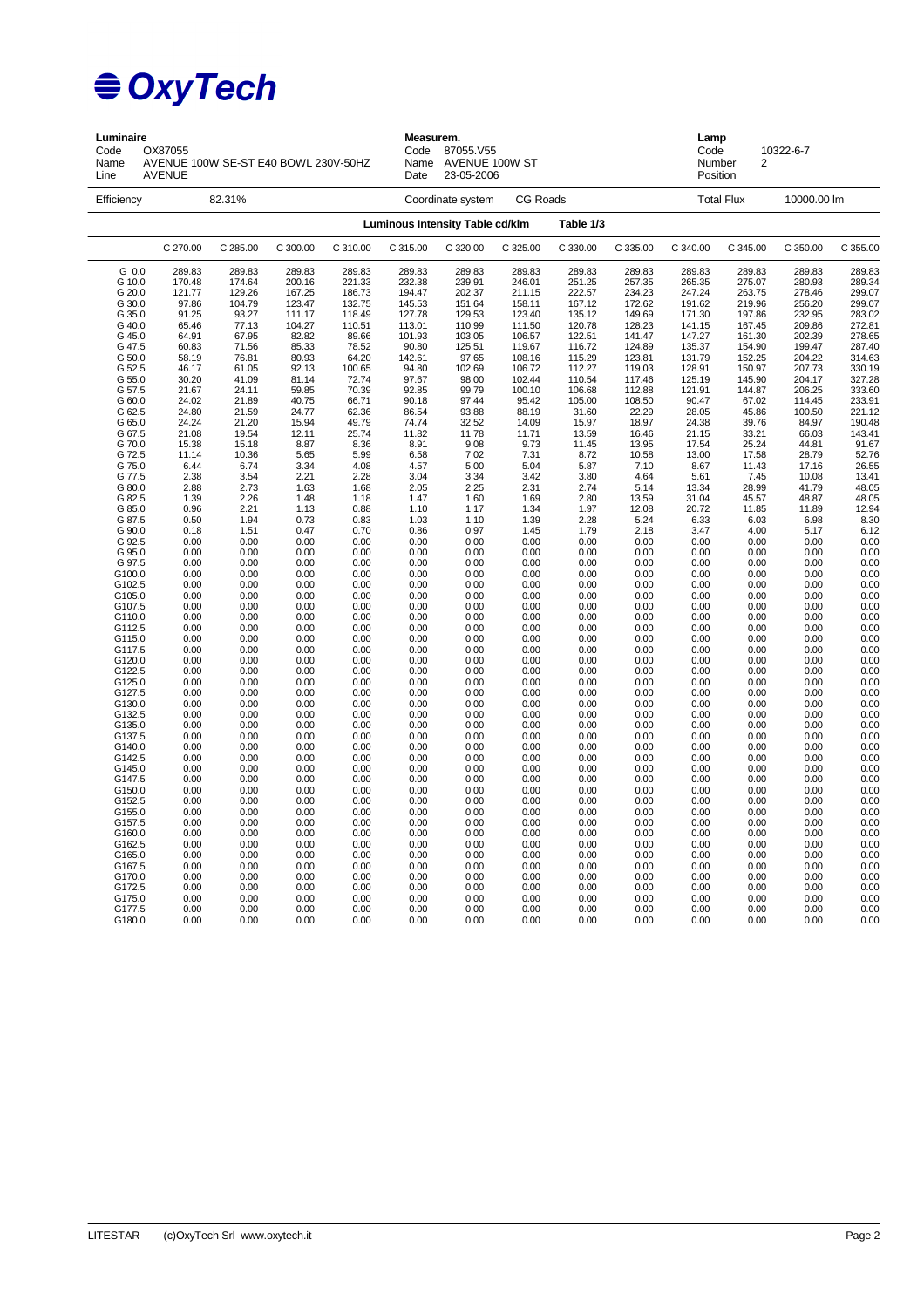# OxyTech

| Luminaire | | Measurem. | | Lamp | |
|---|---|---|---|---|---|
| Code | OX87055 | Code | 87055.V55 | Code | 10322-6-7 |
| Name | AVENUE 100W SE-ST E40 BOWL 230V-50HZ | Name | AVENUE 100W ST | Number | 2 |
| Line | AVENUE | Date | 23-05-2006 | Position | |

| Efficiency | 82.31% | Coordinate system | CG Roads | Total Flux | 10000.00 lm |
|---|---|---|---|---|---|

**Luminous Intensity Table cd/klm — Table 1/3**

| | C 270.00 | C 285.00 | C 300.00 | C 310.00 | C 315.00 | C 320.00 | C 325.00 | C 330.00 | C 335.00 | C 340.00 | C 345.00 | C 350.00 | C 355.00 |
|---|---|---|---|---|---|---|---|---|---|---|---|---|---|
| G 0.0 | 289.83 | 289.83 | 289.83 | 289.83 | 289.83 | 289.83 | 289.83 | 289.83 | 289.83 | 289.83 | 289.83 | 289.83 | 289.83 |
| G 10.0 | 170.48 | 174.64 | 200.16 | 221.33 | 232.38 | 239.91 | 246.01 | 251.25 | 257.35 | 265.35 | 275.07 | 280.93 | 289.34 |
| G 20.0 | 121.77 | 129.26 | 167.25 | 186.73 | 194.47 | 202.37 | 211.15 | 222.57 | 234.23 | 247.24 | 263.75 | 278.46 | 299.07 |
| G 30.0 | 97.86 | 104.79 | 123.47 | 132.75 | 145.53 | 151.64 | 158.11 | 167.12 | 172.62 | 191.62 | 219.96 | 256.20 | 299.07 |
| G 35.0 | 91.25 | 93.27 | 111.17 | 118.49 | 127.78 | 129.53 | 123.40 | 135.12 | 149.69 | 171.30 | 197.86 | 232.95 | 283.02 |
| G 40.0 | 65.46 | 77.13 | 104.27 | 110.51 | 113.01 | 110.99 | 111.50 | 120.78 | 128.23 | 141.15 | 167.45 | 209.86 | 272.81 |
| G 45.0 | 64.91 | 67.95 | 82.82 | 89.66 | 101.93 | 103.05 | 106.57 | 122.51 | 141.47 | 147.27 | 161.30 | 202.39 | 278.65 |
| G 47.5 | 60.83 | 71.56 | 85.33 | 78.52 | 90.80 | 125.51 | 119.67 | 116.72 | 124.89 | 135.37 | 154.90 | 199.47 | 287.40 |
| G 50.0 | 58.19 | 76.81 | 80.93 | 64.20 | 142.61 | 97.65 | 108.16 | 115.29 | 123.81 | 131.79 | 152.25 | 204.22 | 314.63 |
| G 52.5 | 46.17 | 61.05 | 92.13 | 100.65 | 94.80 | 102.69 | 106.72 | 112.27 | 119.03 | 128.91 | 150.97 | 207.73 | 330.19 |
| G 55.0 | 30.20 | 41.09 | 81.14 | 72.74 | 97.67 | 98.00 | 102.44 | 110.54 | 117.46 | 125.19 | 145.90 | 204.17 | 327.28 |
| G 57.5 | 21.67 | 24.11 | 59.85 | 70.39 | 92.85 | 99.79 | 100.10 | 106.68 | 112.88 | 121.91 | 144.87 | 206.25 | 333.60 |
| G 60.0 | 24.02 | 21.89 | 40.75 | 66.71 | 90.18 | 97.44 | 95.42 | 105.00 | 108.50 | 90.47 | 67.02 | 114.45 | 233.91 |
| G 62.5 | 24.80 | 21.59 | 24.77 | 62.36 | 86.54 | 93.88 | 88.19 | 31.60 | 22.29 | 28.05 | 45.86 | 100.50 | 221.12 |
| G 65.0 | 24.24 | 21.20 | 15.94 | 49.79 | 74.74 | 32.52 | 14.09 | 15.97 | 18.97 | 24.38 | 39.76 | 84.97 | 190.48 |
| G 67.5 | 21.08 | 19.54 | 12.11 | 25.74 | 11.82 | 11.78 | 11.71 | 13.59 | 16.46 | 21.15 | 33.21 | 66.03 | 143.41 |
| G 70.0 | 15.38 | 15.18 | 8.87 | 8.36 | 8.91 | 9.08 | 9.73 | 11.45 | 13.95 | 17.54 | 25.24 | 44.81 | 91.67 |
| G 72.5 | 11.14 | 10.36 | 5.65 | 5.99 | 6.58 | 7.02 | 7.31 | 8.72 | 10.58 | 13.00 | 17.58 | 28.79 | 52.76 |
| G 75.0 | 6.44 | 6.74 | 3.34 | 4.08 | 4.57 | 5.00 | 5.04 | 5.87 | 7.10 | 8.67 | 11.43 | 17.16 | 26.55 |
| G 77.5 | 2.38 | 3.54 | 2.21 | 2.28 | 3.04 | 3.34 | 3.42 | 3.80 | 4.64 | 5.61 | 7.45 | 10.08 | 13.41 |
| G 80.0 | 2.88 | 2.73 | 1.63 | 1.68 | 2.05 | 2.25 | 2.31 | 2.74 | 5.14 | 13.34 | 28.99 | 41.79 | 48.05 |
| G 82.5 | 1.39 | 2.26 | 1.48 | 1.18 | 1.47 | 1.60 | 1.69 | 2.80 | 13.59 | 31.04 | 45.57 | 48.87 | 48.05 |
| G 85.0 | 0.96 | 2.21 | 1.13 | 0.88 | 1.10 | 1.17 | 1.34 | 1.97 | 12.08 | 20.72 | 11.85 | 11.89 | 12.94 |
| G 87.5 | 0.50 | 1.94 | 0.73 | 0.83 | 1.03 | 1.10 | 1.39 | 2.28 | 5.24 | 6.33 | 6.03 | 6.98 | 8.30 |
| G 90.0 | 0.18 | 1.51 | 0.47 | 0.70 | 0.86 | 0.97 | 1.45 | 1.79 | 2.18 | 3.47 | 4.00 | 5.17 | 6.12 |
| G 92.5 | 0.00 | 0.00 | 0.00 | 0.00 | 0.00 | 0.00 | 0.00 | 0.00 | 0.00 | 0.00 | 0.00 | 0.00 | 0.00 |
| G 95.0 | 0.00 | 0.00 | 0.00 | 0.00 | 0.00 | 0.00 | 0.00 | 0.00 | 0.00 | 0.00 | 0.00 | 0.00 | 0.00 |
| G 97.5 | 0.00 | 0.00 | 0.00 | 0.00 | 0.00 | 0.00 | 0.00 | 0.00 | 0.00 | 0.00 | 0.00 | 0.00 | 0.00 |
| G100.0 | 0.00 | 0.00 | 0.00 | 0.00 | 0.00 | 0.00 | 0.00 | 0.00 | 0.00 | 0.00 | 0.00 | 0.00 | 0.00 |
| G102.5 | 0.00 | 0.00 | 0.00 | 0.00 | 0.00 | 0.00 | 0.00 | 0.00 | 0.00 | 0.00 | 0.00 | 0.00 | 0.00 |
| G105.0 | 0.00 | 0.00 | 0.00 | 0.00 | 0.00 | 0.00 | 0.00 | 0.00 | 0.00 | 0.00 | 0.00 | 0.00 | 0.00 |
| G107.5 | 0.00 | 0.00 | 0.00 | 0.00 | 0.00 | 0.00 | 0.00 | 0.00 | 0.00 | 0.00 | 0.00 | 0.00 | 0.00 |
| G110.0 | 0.00 | 0.00 | 0.00 | 0.00 | 0.00 | 0.00 | 0.00 | 0.00 | 0.00 | 0.00 | 0.00 | 0.00 | 0.00 |
| G112.5 | 0.00 | 0.00 | 0.00 | 0.00 | 0.00 | 0.00 | 0.00 | 0.00 | 0.00 | 0.00 | 0.00 | 0.00 | 0.00 |
| G115.0 | 0.00 | 0.00 | 0.00 | 0.00 | 0.00 | 0.00 | 0.00 | 0.00 | 0.00 | 0.00 | 0.00 | 0.00 | 0.00 |
| G117.5 | 0.00 | 0.00 | 0.00 | 0.00 | 0.00 | 0.00 | 0.00 | 0.00 | 0.00 | 0.00 | 0.00 | 0.00 | 0.00 |
| G120.0 | 0.00 | 0.00 | 0.00 | 0.00 | 0.00 | 0.00 | 0.00 | 0.00 | 0.00 | 0.00 | 0.00 | 0.00 | 0.00 |
| G122.5 | 0.00 | 0.00 | 0.00 | 0.00 | 0.00 | 0.00 | 0.00 | 0.00 | 0.00 | 0.00 | 0.00 | 0.00 | 0.00 |
| G125.0 | 0.00 | 0.00 | 0.00 | 0.00 | 0.00 | 0.00 | 0.00 | 0.00 | 0.00 | 0.00 | 0.00 | 0.00 | 0.00 |
| G127.5 | 0.00 | 0.00 | 0.00 | 0.00 | 0.00 | 0.00 | 0.00 | 0.00 | 0.00 | 0.00 | 0.00 | 0.00 | 0.00 |
| G130.0 | 0.00 | 0.00 | 0.00 | 0.00 | 0.00 | 0.00 | 0.00 | 0.00 | 0.00 | 0.00 | 0.00 | 0.00 | 0.00 |
| G132.5 | 0.00 | 0.00 | 0.00 | 0.00 | 0.00 | 0.00 | 0.00 | 0.00 | 0.00 | 0.00 | 0.00 | 0.00 | 0.00 |
| G135.0 | 0.00 | 0.00 | 0.00 | 0.00 | 0.00 | 0.00 | 0.00 | 0.00 | 0.00 | 0.00 | 0.00 | 0.00 | 0.00 |
| G137.5 | 0.00 | 0.00 | 0.00 | 0.00 | 0.00 | 0.00 | 0.00 | 0.00 | 0.00 | 0.00 | 0.00 | 0.00 | 0.00 |
| G140.0 | 0.00 | 0.00 | 0.00 | 0.00 | 0.00 | 0.00 | 0.00 | 0.00 | 0.00 | 0.00 | 0.00 | 0.00 | 0.00 |
| G142.5 | 0.00 | 0.00 | 0.00 | 0.00 | 0.00 | 0.00 | 0.00 | 0.00 | 0.00 | 0.00 | 0.00 | 0.00 | 0.00 |
| G145.0 | 0.00 | 0.00 | 0.00 | 0.00 | 0.00 | 0.00 | 0.00 | 0.00 | 0.00 | 0.00 | 0.00 | 0.00 | 0.00 |
| G147.5 | 0.00 | 0.00 | 0.00 | 0.00 | 0.00 | 0.00 | 0.00 | 0.00 | 0.00 | 0.00 | 0.00 | 0.00 | 0.00 |
| G150.0 | 0.00 | 0.00 | 0.00 | 0.00 | 0.00 | 0.00 | 0.00 | 0.00 | 0.00 | 0.00 | 0.00 | 0.00 | 0.00 |
| G152.5 | 0.00 | 0.00 | 0.00 | 0.00 | 0.00 | 0.00 | 0.00 | 0.00 | 0.00 | 0.00 | 0.00 | 0.00 | 0.00 |
| G155.0 | 0.00 | 0.00 | 0.00 | 0.00 | 0.00 | 0.00 | 0.00 | 0.00 | 0.00 | 0.00 | 0.00 | 0.00 | 0.00 |
| G157.5 | 0.00 | 0.00 | 0.00 | 0.00 | 0.00 | 0.00 | 0.00 | 0.00 | 0.00 | 0.00 | 0.00 | 0.00 | 0.00 |
| G160.0 | 0.00 | 0.00 | 0.00 | 0.00 | 0.00 | 0.00 | 0.00 | 0.00 | 0.00 | 0.00 | 0.00 | 0.00 | 0.00 |
| G162.5 | 0.00 | 0.00 | 0.00 | 0.00 | 0.00 | 0.00 | 0.00 | 0.00 | 0.00 | 0.00 | 0.00 | 0.00 | 0.00 |
| G165.0 | 0.00 | 0.00 | 0.00 | 0.00 | 0.00 | 0.00 | 0.00 | 0.00 | 0.00 | 0.00 | 0.00 | 0.00 | 0.00 |
| G167.5 | 0.00 | 0.00 | 0.00 | 0.00 | 0.00 | 0.00 | 0.00 | 0.00 | 0.00 | 0.00 | 0.00 | 0.00 | 0.00 |
| G170.0 | 0.00 | 0.00 | 0.00 | 0.00 | 0.00 | 0.00 | 0.00 | 0.00 | 0.00 | 0.00 | 0.00 | 0.00 | 0.00 |
| G172.5 | 0.00 | 0.00 | 0.00 | 0.00 | 0.00 | 0.00 | 0.00 | 0.00 | 0.00 | 0.00 | 0.00 | 0.00 | 0.00 |
| G175.0 | 0.00 | 0.00 | 0.00 | 0.00 | 0.00 | 0.00 | 0.00 | 0.00 | 0.00 | 0.00 | 0.00 | 0.00 | 0.00 |
| G177.5 | 0.00 | 0.00 | 0.00 | 0.00 | 0.00 | 0.00 | 0.00 | 0.00 | 0.00 | 0.00 | 0.00 | 0.00 | 0.00 |
| G180.0 | 0.00 | 0.00 | 0.00 | 0.00 | 0.00 | 0.00 | 0.00 | 0.00 | 0.00 | 0.00 | 0.00 | 0.00 | 0.00 |

LITESTAR (c)OxyTech Srl www.oxytech.it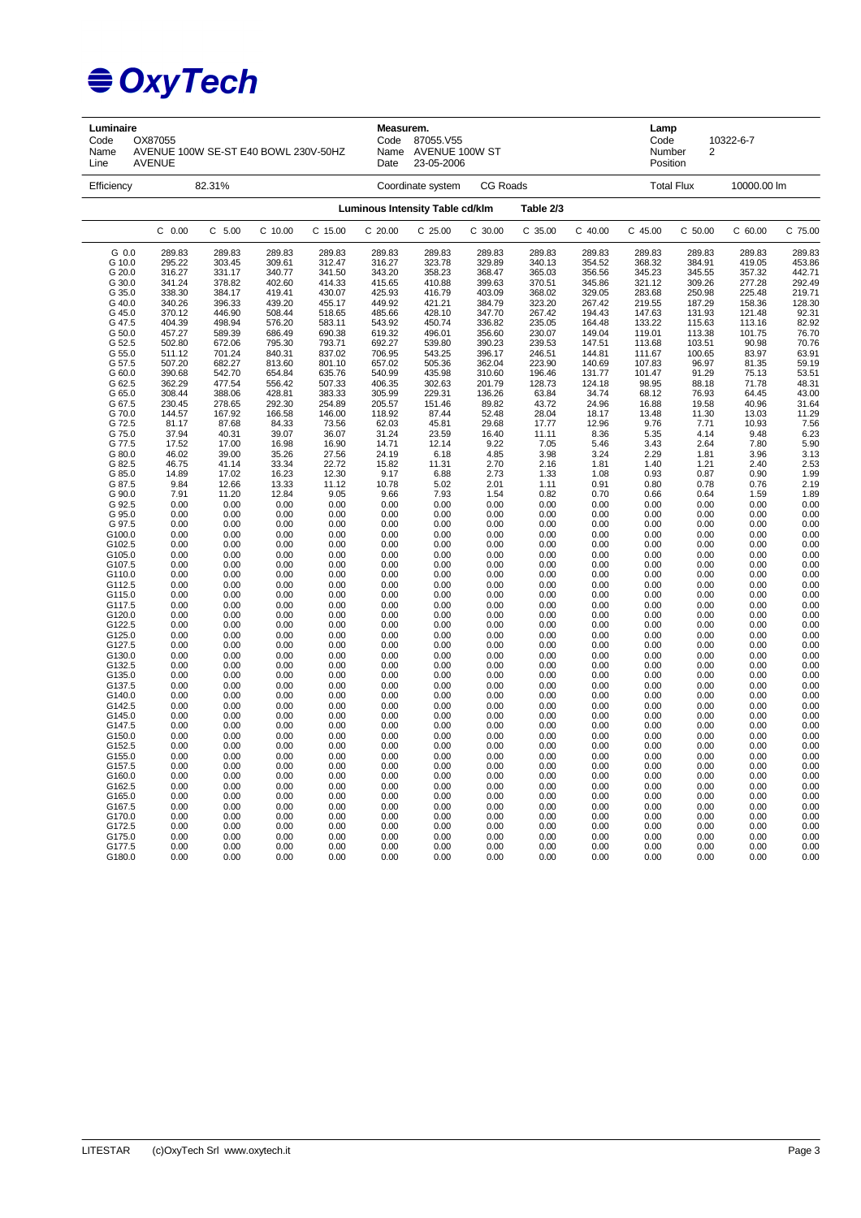# OxyTech

| Luminaire | | Measurem. | | Lamp | |
|---|---|---|---|---|---|
| Code | OX87055 | Code | 87055.V55 | Code | 10322-6-7 |
| Name | AVENUE 100W SE-ST E40 BOWL 230V-50HZ | Name | AVENUE 100W ST | Number | 2 |
| Line | AVENUE | Date | 23-05-2006 | Position | |

Efficiency 82.31% Coordinate system CG Roads Total Flux 10000.00 lm

**Luminous Intensity Table cd/klm** **Table 2/3**

| | C 0.00 | C 5.00 | C 10.00 | C 15.00 | C 20.00 | C 25.00 | C 30.00 | C 35.00 | C 40.00 | C 45.00 | C 50.00 | C 60.00 | C 75.00 |
|---|---|---|---|---|---|---|---|---|---|---|---|---|---|
| G 0.0 | 289.83 | 289.83 | 289.83 | 289.83 | 289.83 | 289.83 | 289.83 | 289.83 | 289.83 | 289.83 | 289.83 | 289.83 | 289.83 |
| G 10.0 | 295.22 | 303.45 | 309.61 | 312.47 | 316.27 | 323.78 | 329.89 | 340.13 | 354.52 | 368.32 | 384.91 | 419.05 | 453.86 |
| G 20.0 | 316.27 | 331.17 | 340.77 | 341.50 | 343.20 | 358.23 | 368.47 | 365.03 | 356.56 | 345.23 | 345.55 | 357.32 | 442.71 |
| G 30.0 | 341.24 | 378.82 | 402.60 | 414.33 | 415.65 | 410.88 | 399.63 | 370.51 | 345.86 | 321.12 | 309.26 | 277.28 | 292.49 |
| G 35.0 | 338.30 | 384.17 | 419.41 | 430.07 | 425.93 | 416.79 | 403.09 | 368.02 | 329.05 | 283.68 | 250.98 | 225.48 | 219.71 |
| G 40.0 | 340.26 | 396.33 | 439.20 | 455.17 | 449.92 | 421.21 | 384.79 | 323.20 | 267.42 | 219.55 | 187.29 | 158.36 | 128.30 |
| G 45.0 | 370.12 | 446.90 | 508.44 | 518.65 | 485.66 | 428.10 | 347.70 | 267.42 | 194.43 | 147.63 | 131.93 | 121.48 | 92.31 |
| G 47.5 | 404.39 | 498.94 | 576.20 | 583.11 | 543.92 | 450.74 | 336.82 | 235.05 | 164.48 | 133.22 | 115.63 | 113.16 | 82.92 |
| G 50.0 | 457.27 | 589.39 | 686.49 | 690.38 | 619.32 | 496.01 | 356.60 | 230.07 | 149.04 | 119.01 | 113.38 | 101.75 | 76.70 |
| G 52.5 | 502.80 | 672.06 | 795.30 | 793.71 | 692.27 | 539.80 | 390.23 | 239.53 | 147.51 | 113.68 | 103.51 | 90.98 | 70.76 |
| G 55.0 | 511.12 | 701.24 | 840.31 | 837.02 | 706.95 | 543.25 | 396.17 | 246.51 | 144.81 | 111.67 | 100.65 | 83.97 | 63.91 |
| G 57.5 | 507.20 | 682.27 | 813.60 | 801.10 | 657.02 | 505.36 | 362.04 | 223.90 | 140.69 | 107.83 | 96.97 | 81.35 | 59.19 |
| G 60.0 | 390.68 | 542.70 | 654.84 | 635.76 | 540.99 | 435.98 | 310.60 | 196.46 | 131.77 | 101.47 | 91.29 | 75.13 | 53.51 |
| G 62.5 | 362.29 | 477.54 | 556.42 | 507.33 | 406.35 | 302.63 | 201.79 | 128.73 | 124.18 | 98.95 | 88.18 | 71.78 | 48.31 |
| G 65.0 | 308.44 | 388.06 | 428.81 | 383.33 | 305.99 | 229.31 | 136.26 | 63.84 | 34.74 | 68.12 | 76.93 | 64.45 | 43.00 |
| G 67.5 | 230.45 | 278.65 | 292.30 | 254.89 | 205.57 | 151.46 | 89.82 | 43.72 | 24.96 | 16.88 | 19.58 | 40.96 | 31.64 |
| G 70.0 | 144.57 | 167.92 | 166.58 | 146.00 | 118.92 | 87.44 | 52.48 | 28.04 | 18.17 | 13.48 | 11.30 | 13.03 | 11.29 |
| G 72.5 | 81.17 | 87.68 | 84.33 | 73.56 | 62.03 | 45.81 | 29.68 | 17.77 | 12.96 | 9.76 | 7.71 | 10.93 | 7.56 |
| G 75.0 | 37.94 | 40.31 | 39.07 | 36.07 | 31.24 | 23.59 | 16.40 | 11.11 | 8.36 | 5.35 | 4.14 | 9.48 | 6.23 |
| G 77.5 | 17.52 | 17.00 | 16.98 | 16.90 | 14.71 | 12.14 | 9.22 | 7.05 | 5.46 | 3.43 | 2.64 | 7.80 | 5.90 |
| G 80.0 | 46.02 | 39.00 | 35.26 | 27.56 | 24.19 | 6.18 | 4.85 | 3.98 | 3.24 | 2.29 | 1.81 | 3.96 | 3.13 |
| G 82.5 | 46.75 | 41.14 | 33.34 | 22.72 | 15.82 | 11.31 | 2.70 | 2.16 | 1.81 | 1.40 | 1.21 | 2.40 | 2.53 |
| G 85.0 | 14.89 | 17.02 | 16.23 | 12.30 | 9.17 | 6.88 | 2.73 | 1.33 | 1.08 | 0.93 | 0.87 | 0.90 | 1.99 |
| G 87.5 | 9.84 | 12.66 | 13.33 | 11.12 | 10.78 | 5.02 | 2.01 | 1.11 | 0.91 | 0.80 | 0.78 | 0.76 | 2.19 |
| G 90.0 | 7.91 | 11.20 | 12.84 | 9.05 | 9.66 | 7.93 | 1.54 | 0.82 | 0.70 | 0.66 | 0.64 | 1.59 | 1.89 |
| G 92.5 | 0.00 | 0.00 | 0.00 | 0.00 | 0.00 | 0.00 | 0.00 | 0.00 | 0.00 | 0.00 | 0.00 | 0.00 | 0.00 |
| G 95.0 | 0.00 | 0.00 | 0.00 | 0.00 | 0.00 | 0.00 | 0.00 | 0.00 | 0.00 | 0.00 | 0.00 | 0.00 | 0.00 |
| G 97.5 | 0.00 | 0.00 | 0.00 | 0.00 | 0.00 | 0.00 | 0.00 | 0.00 | 0.00 | 0.00 | 0.00 | 0.00 | 0.00 |
| G100.0 | 0.00 | 0.00 | 0.00 | 0.00 | 0.00 | 0.00 | 0.00 | 0.00 | 0.00 | 0.00 | 0.00 | 0.00 | 0.00 |
| G102.5 | 0.00 | 0.00 | 0.00 | 0.00 | 0.00 | 0.00 | 0.00 | 0.00 | 0.00 | 0.00 | 0.00 | 0.00 | 0.00 |
| G105.0 | 0.00 | 0.00 | 0.00 | 0.00 | 0.00 | 0.00 | 0.00 | 0.00 | 0.00 | 0.00 | 0.00 | 0.00 | 0.00 |
| G107.5 | 0.00 | 0.00 | 0.00 | 0.00 | 0.00 | 0.00 | 0.00 | 0.00 | 0.00 | 0.00 | 0.00 | 0.00 | 0.00 |
| G110.0 | 0.00 | 0.00 | 0.00 | 0.00 | 0.00 | 0.00 | 0.00 | 0.00 | 0.00 | 0.00 | 0.00 | 0.00 | 0.00 |
| G112.5 | 0.00 | 0.00 | 0.00 | 0.00 | 0.00 | 0.00 | 0.00 | 0.00 | 0.00 | 0.00 | 0.00 | 0.00 | 0.00 |
| G115.0 | 0.00 | 0.00 | 0.00 | 0.00 | 0.00 | 0.00 | 0.00 | 0.00 | 0.00 | 0.00 | 0.00 | 0.00 | 0.00 |
| G117.5 | 0.00 | 0.00 | 0.00 | 0.00 | 0.00 | 0.00 | 0.00 | 0.00 | 0.00 | 0.00 | 0.00 | 0.00 | 0.00 |
| G120.0 | 0.00 | 0.00 | 0.00 | 0.00 | 0.00 | 0.00 | 0.00 | 0.00 | 0.00 | 0.00 | 0.00 | 0.00 | 0.00 |
| G122.5 | 0.00 | 0.00 | 0.00 | 0.00 | 0.00 | 0.00 | 0.00 | 0.00 | 0.00 | 0.00 | 0.00 | 0.00 | 0.00 |
| G125.0 | 0.00 | 0.00 | 0.00 | 0.00 | 0.00 | 0.00 | 0.00 | 0.00 | 0.00 | 0.00 | 0.00 | 0.00 | 0.00 |
| G127.5 | 0.00 | 0.00 | 0.00 | 0.00 | 0.00 | 0.00 | 0.00 | 0.00 | 0.00 | 0.00 | 0.00 | 0.00 | 0.00 |
| G130.0 | 0.00 | 0.00 | 0.00 | 0.00 | 0.00 | 0.00 | 0.00 | 0.00 | 0.00 | 0.00 | 0.00 | 0.00 | 0.00 |
| G132.5 | 0.00 | 0.00 | 0.00 | 0.00 | 0.00 | 0.00 | 0.00 | 0.00 | 0.00 | 0.00 | 0.00 | 0.00 | 0.00 |
| G135.0 | 0.00 | 0.00 | 0.00 | 0.00 | 0.00 | 0.00 | 0.00 | 0.00 | 0.00 | 0.00 | 0.00 | 0.00 | 0.00 |
| G137.5 | 0.00 | 0.00 | 0.00 | 0.00 | 0.00 | 0.00 | 0.00 | 0.00 | 0.00 | 0.00 | 0.00 | 0.00 | 0.00 |
| G140.0 | 0.00 | 0.00 | 0.00 | 0.00 | 0.00 | 0.00 | 0.00 | 0.00 | 0.00 | 0.00 | 0.00 | 0.00 | 0.00 |
| G142.5 | 0.00 | 0.00 | 0.00 | 0.00 | 0.00 | 0.00 | 0.00 | 0.00 | 0.00 | 0.00 | 0.00 | 0.00 | 0.00 |
| G145.0 | 0.00 | 0.00 | 0.00 | 0.00 | 0.00 | 0.00 | 0.00 | 0.00 | 0.00 | 0.00 | 0.00 | 0.00 | 0.00 |
| G147.5 | 0.00 | 0.00 | 0.00 | 0.00 | 0.00 | 0.00 | 0.00 | 0.00 | 0.00 | 0.00 | 0.00 | 0.00 | 0.00 |
| G150.0 | 0.00 | 0.00 | 0.00 | 0.00 | 0.00 | 0.00 | 0.00 | 0.00 | 0.00 | 0.00 | 0.00 | 0.00 | 0.00 |
| G152.5 | 0.00 | 0.00 | 0.00 | 0.00 | 0.00 | 0.00 | 0.00 | 0.00 | 0.00 | 0.00 | 0.00 | 0.00 | 0.00 |
| G155.0 | 0.00 | 0.00 | 0.00 | 0.00 | 0.00 | 0.00 | 0.00 | 0.00 | 0.00 | 0.00 | 0.00 | 0.00 | 0.00 |
| G157.5 | 0.00 | 0.00 | 0.00 | 0.00 | 0.00 | 0.00 | 0.00 | 0.00 | 0.00 | 0.00 | 0.00 | 0.00 | 0.00 |
| G160.0 | 0.00 | 0.00 | 0.00 | 0.00 | 0.00 | 0.00 | 0.00 | 0.00 | 0.00 | 0.00 | 0.00 | 0.00 | 0.00 |
| G162.5 | 0.00 | 0.00 | 0.00 | 0.00 | 0.00 | 0.00 | 0.00 | 0.00 | 0.00 | 0.00 | 0.00 | 0.00 | 0.00 |
| G165.0 | 0.00 | 0.00 | 0.00 | 0.00 | 0.00 | 0.00 | 0.00 | 0.00 | 0.00 | 0.00 | 0.00 | 0.00 | 0.00 |
| G167.5 | 0.00 | 0.00 | 0.00 | 0.00 | 0.00 | 0.00 | 0.00 | 0.00 | 0.00 | 0.00 | 0.00 | 0.00 | 0.00 |
| G170.0 | 0.00 | 0.00 | 0.00 | 0.00 | 0.00 | 0.00 | 0.00 | 0.00 | 0.00 | 0.00 | 0.00 | 0.00 | 0.00 |
| G172.5 | 0.00 | 0.00 | 0.00 | 0.00 | 0.00 | 0.00 | 0.00 | 0.00 | 0.00 | 0.00 | 0.00 | 0.00 | 0.00 |
| G175.0 | 0.00 | 0.00 | 0.00 | 0.00 | 0.00 | 0.00 | 0.00 | 0.00 | 0.00 | 0.00 | 0.00 | 0.00 | 0.00 |
| G177.5 | 0.00 | 0.00 | 0.00 | 0.00 | 0.00 | 0.00 | 0.00 | 0.00 | 0.00 | 0.00 | 0.00 | 0.00 | 0.00 |
| G180.0 | 0.00 | 0.00 | 0.00 | 0.00 | 0.00 | 0.00 | 0.00 | 0.00 | 0.00 | 0.00 | 0.00 | 0.00 | 0.00 |

LITESTAR (c)OxyTech Srl www.oxytech.it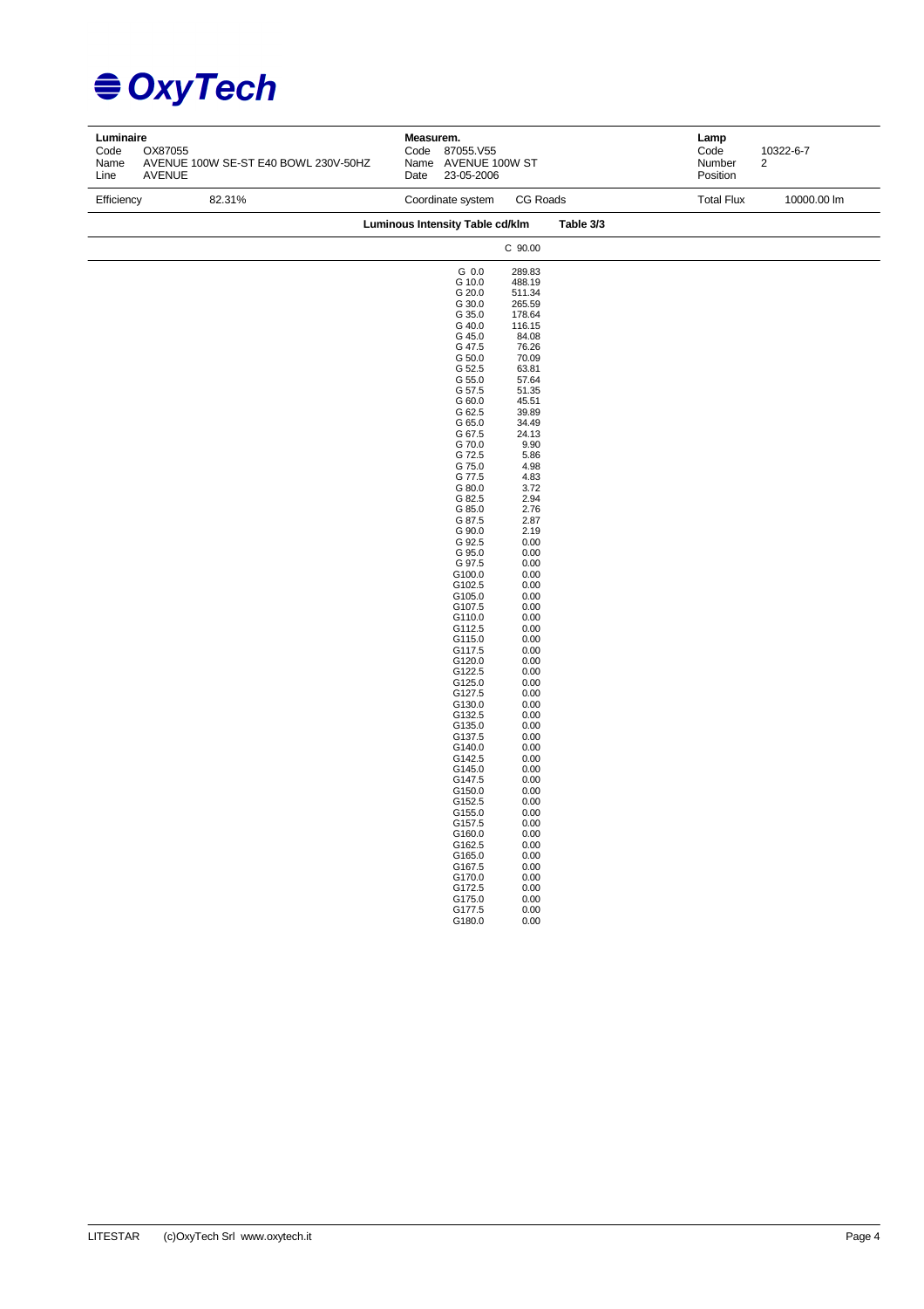# OxyTech

| Luminaire | | Measurem. | | Lamp | |
|---|---|---|---|---|---|
| Code | OX87055 | Code | 87055.V55 | Code | 10322-6-7 |
| Name | AVENUE 100W SE-ST E40 BOWL 230V-50HZ | Name | AVENUE 100W ST | Number | 2 |
| Line | AVENUE | Date | 23-05-2006 | Position | |
| Efficiency | 82.31% | Coordinate system | CG Roads | Total Flux | 10000.00 lm |

**Luminous Intensity Table cd/klm** **Table 3/3**

| | C 90.00 |
|---|---|
| G 0.0 | 289.83 |
| G 10.0 | 488.19 |
| G 20.0 | 511.34 |
| G 30.0 | 265.59 |
| G 35.0 | 178.64 |
| G 40.0 | 116.15 |
| G 45.0 | 84.08 |
| G 47.5 | 76.26 |
| G 50.0 | 70.09 |
| G 52.5 | 63.81 |
| G 55.0 | 57.64 |
| G 57.5 | 51.35 |
| G 60.0 | 45.51 |
| G 62.5 | 39.89 |
| G 65.0 | 34.49 |
| G 67.5 | 24.13 |
| G 70.0 | 9.90 |
| G 72.5 | 5.86 |
| G 75.0 | 4.98 |
| G 77.5 | 4.83 |
| G 80.0 | 3.72 |
| G 82.5 | 2.94 |
| G 85.0 | 2.76 |
| G 87.5 | 2.87 |
| G 90.0 | 2.19 |
| G 92.5 | 0.00 |
| G 95.0 | 0.00 |
| G 97.5 | 0.00 |
| G100.0 | 0.00 |
| G102.5 | 0.00 |
| G105.0 | 0.00 |
| G107.5 | 0.00 |
| G110.0 | 0.00 |
| G112.5 | 0.00 |
| G115.0 | 0.00 |
| G117.5 | 0.00 |
| G120.0 | 0.00 |
| G122.5 | 0.00 |
| G125.0 | 0.00 |
| G127.5 | 0.00 |
| G130.0 | 0.00 |
| G132.5 | 0.00 |
| G135.0 | 0.00 |
| G137.5 | 0.00 |
| G140.0 | 0.00 |
| G142.5 | 0.00 |
| G145.0 | 0.00 |
| G147.5 | 0.00 |
| G150.0 | 0.00 |
| G152.5 | 0.00 |
| G155.0 | 0.00 |
| G157.5 | 0.00 |
| G160.0 | 0.00 |
| G162.5 | 0.00 |
| G165.0 | 0.00 |
| G167.5 | 0.00 |
| G170.0 | 0.00 |
| G172.5 | 0.00 |
| G175.0 | 0.00 |
| G177.5 | 0.00 |
| G180.0 | 0.00 |

LITESTAR (c)OxyTech Srl www.oxytech.it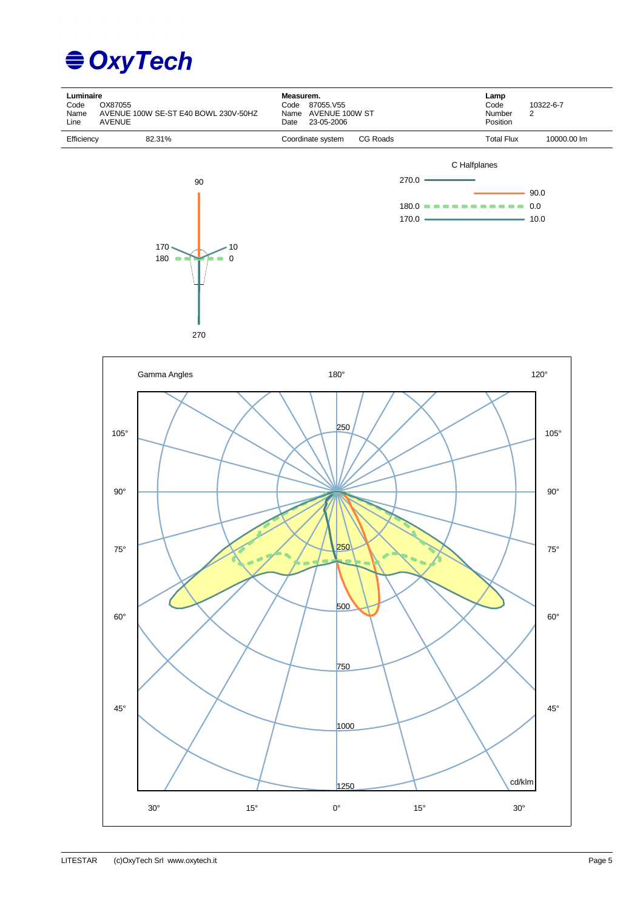# OxyTech

| **Luminaire** | | **Measurem.** | | **Lamp** | |
|---|---|---|---|---|---|
| Code | OX87055 | Code | 87055.V55 | Code | 10322-6-7 |
| Name | AVENUE 100W SE-ST E40 BOWL 230V-50HZ | Name | AVENUE 100W ST | Number | 2 |
| Line | AVENUE | Date | 23-05-2006 | Position | |
| Efficiency | 82.31% | Coordinate system | CG Roads | Total Flux | 10000.00 lm |

C Halfplanes

- 270.0
- 90.0
- 180.0 / 0.0
- 170.0 / 10.0

Gamma Angles

cd/klm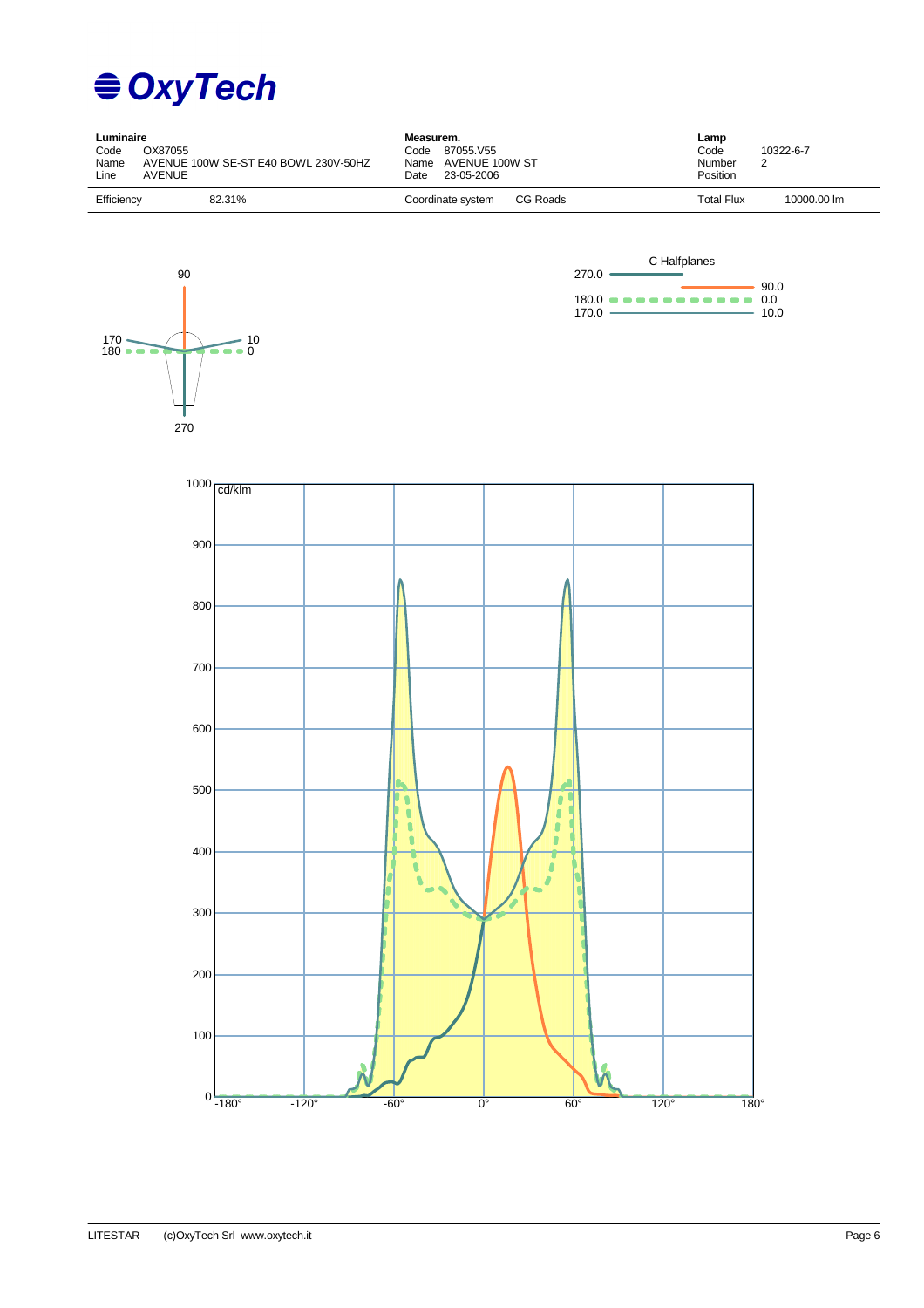# OxyTech

| **Luminaire** | | **Measurem.** | | **Lamp** | |
|---|---|---|---|---|---|
| Code | OX87055 | Code | 87055.V55 | Code | 10322-6-7 |
| Name | AVENUE 100W SE-ST E40 BOWL 230V-50HZ | Name | AVENUE 100W ST | Number | 2 |
| Line | AVENUE | Date | 23-05-2006 | Position | |
| Efficiency | 82.31% | Coordinate system | CG Roads | Total Flux | 10000.00 lm |

C Halfplanes

- 270.0
- 90.0
- 180.0 / 0.0
- 170.0 / 10.0

90

170 / 180 — 10 / 0

270

cd/klm

1000, 900, 800, 700, 600, 500, 400, 300, 200, 100, 0

-180°, -120°, -60°, 0°, 60°, 120°, 180°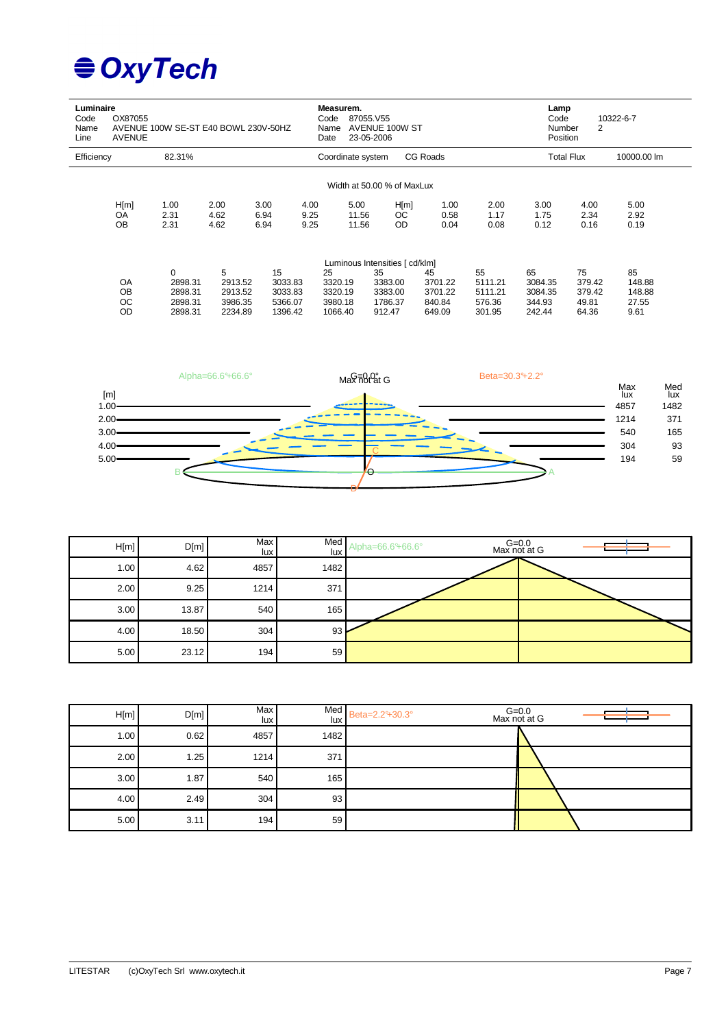# OxyTech

| Luminaire | | Measurem. | | Lamp | |
|---|---|---|---|---|---|
| Code | OX87055 | Code | 87055.V55 | Code | 10322-6-7 |
| Name | AVENUE 100W SE-ST E40 BOWL 230V-50HZ | Name | AVENUE 100W ST | Number | 2 |
| Line | AVENUE | Date | 23-05-2006 | Position | |
| Efficiency | 82.31% | Coordinate system | CG Roads | Total Flux | 10000.00 lm |

Width at 50.00 % of MaxLux

| H[m] | 1.00 | 2.00 | 3.00 | 4.00 | 5.00 | H[m] | 1.00 | 2.00 | 3.00 | 4.00 | 5.00 |
|---|---|---|---|---|---|---|---|---|---|---|---|
| OA | 2.31 | 4.62 | 6.94 | 9.25 | 11.56 | OC | 0.58 | 1.17 | 1.75 | 2.34 | 2.92 |
| OB | 2.31 | 4.62 | 6.94 | 9.25 | 11.56 | OD | 0.04 | 0.08 | 0.12 | 0.16 | 0.19 |

Luminous Intensities [ cd/klm]

| | 0 | 5 | 15 | 25 | 35 | 45 | 55 | 65 | 75 | 85 |
|---|---|---|---|---|---|---|---|---|---|---|
| OA | 2898.31 | 2913.52 | 3033.83 | 3320.19 | 3383.00 | 3701.22 | 5111.21 | 3084.35 | 379.42 | 148.88 |
| OB | 2898.31 | 2913.52 | 3033.83 | 3320.19 | 3383.00 | 3701.22 | 5111.21 | 3084.35 | 379.42 | 148.88 |
| OC | 2898.31 | 3986.35 | 5366.07 | 3980.18 | 1786.37 | 840.84 | 576.36 | 344.93 | 49.81 | 27.55 |
| OD | 2898.31 | 2234.89 | 1396.42 | 1066.40 | 912.47 | 649.09 | 301.95 | 242.44 | 64.36 | 9.61 |

Alpha=66.6°+66.6° — G=0.0° Max not at G — Beta=30.3°+2.2°

| [m] | Max lux | Med lux |
|---|---|---|
| 1.00 | 4857 | 1482 |
| 2.00 | 1214 | 371 |
| 3.00 | 540 | 165 |
| 4.00 | 304 | 93 |
| 5.00 | 194 | 59 |

Alpha=66.6°+66.6° — G=0.0 Max not at G

| H[m] | D[m] | Max lux | Med lux |
|---|---|---|---|
| 1.00 | 4.62 | 4857 | 1482 |
| 2.00 | 9.25 | 1214 | 371 |
| 3.00 | 13.87 | 540 | 165 |
| 4.00 | 18.50 | 304 | 93 |
| 5.00 | 23.12 | 194 | 59 |

Beta=2.2°+30.3° — G=0.0 Max not at G

| H[m] | D[m] | Max lux | Med lux |
|---|---|---|---|
| 1.00 | 0.62 | 4857 | 1482 |
| 2.00 | 1.25 | 1214 | 371 |
| 3.00 | 1.87 | 540 | 165 |
| 4.00 | 2.49 | 304 | 93 |
| 5.00 | 3.11 | 194 | 59 |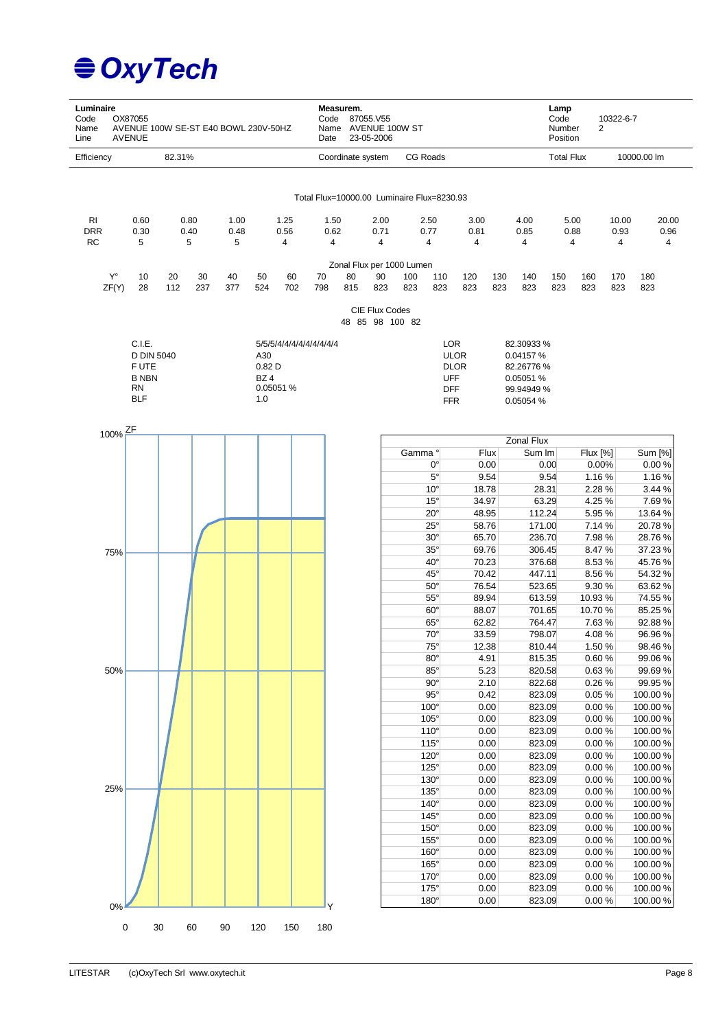# OxyTech

| Luminaire | | Measurem. | | Lamp | |
|---|---|---|---|---|---|
| Code | OX87055 | Code | 87055.V55 | Code | 10322-6-7 |
| Name | AVENUE 100W SE-ST E40 BOWL 230V-50HZ | Name | AVENUE 100W ST | Number | 2 |
| Line | AVENUE | Date | 23-05-2006 | Position | |
| Efficiency | 82.31% | Coordinate system | CG Roads | Total Flux | 10000.00 lm |

Total Flux=10000.00 Luminaire Flux=8230.93

| RI | 0.60 | 0.80 | 1.00 | 1.25 | 1.50 | 2.00 | 2.50 | 3.00 | 4.00 | 5.00 | 10.00 | 20.00 |
|---|---|---|---|---|---|---|---|---|---|---|---|---|
| DRR | 0.30 | 0.40 | 0.48 | 0.56 | 0.62 | 0.71 | 0.77 | 0.81 | 0.85 | 0.88 | 0.93 | 0.96 |
| RC | 5 | 5 | 5 | 4 | 4 | 4 | 4 | 4 | 4 | 4 | 4 | 4 |

Zonal Flux per 1000 Lumen

| Y° | 10 | 20 | 30 | 40 | 50 | 60 | 70 | 80 | 90 | 100 | 110 | 120 | 130 | 140 | 150 | 160 | 170 | 180 |
|---|---|---|---|---|---|---|---|---|---|---|---|---|---|---|---|---|---|---|
| ZF(Y) | 28 | 112 | 237 | 377 | 524 | 702 | 798 | 815 | 823 | 823 | 823 | 823 | 823 | 823 | 823 | 823 | 823 | 823 |

CIE Flux Codes

48 85 98 100 82

| | | | |
|---|---|---|---|
| C.I.E. | 5/5/5/4/4/4/4/4/4/4/4 | LOR | 82.30933 % |
| D DIN 5040 | A30 | ULOR | 0.04157 % |
| F UTE | 0.82 D | DLOR | 82.26776 % |
| B NBN | BZ 4 | UFF | 0.05051 % |
| RN | 0.05051 % | DFF | 99.94949 % |
| BLF | 1.0 | FFR | 0.05054 % |

Zonal Flux

| Gamma ° | Flux | Sum lm | Flux [%] | Sum [%] |
|---|---|---|---|---|
| 0° | 0.00 | 0.00 | 0.00% | 0.00 % |
| 5° | 9.54 | 9.54 | 1.16 % | 1.16 % |
| 10° | 18.78 | 28.31 | 2.28 % | 3.44 % |
| 15° | 34.97 | 63.29 | 4.25 % | 7.69 % |
| 20° | 48.95 | 112.24 | 5.95 % | 13.64 % |
| 25° | 58.76 | 171.00 | 7.14 % | 20.78 % |
| 30° | 65.70 | 236.70 | 7.98 % | 28.76 % |
| 35° | 69.76 | 306.45 | 8.47 % | 37.23 % |
| 40° | 70.23 | 376.68 | 8.53 % | 45.76 % |
| 45° | 70.42 | 447.11 | 8.56 % | 54.32 % |
| 50° | 76.54 | 523.65 | 9.30 % | 63.62 % |
| 55° | 89.94 | 613.59 | 10.93 % | 74.55 % |
| 60° | 88.07 | 701.65 | 10.70 % | 85.25 % |
| 65° | 62.82 | 764.47 | 7.63 % | 92.88 % |
| 70° | 33.59 | 798.07 | 4.08 % | 96.96 % |
| 75° | 12.38 | 810.44 | 1.50 % | 98.46 % |
| 80° | 4.91 | 815.35 | 0.60 % | 99.06 % |
| 85° | 5.23 | 820.58 | 0.63 % | 99.69 % |
| 90° | 2.10 | 822.68 | 0.26 % | 99.95 % |
| 95° | 0.42 | 823.09 | 0.05 % | 100.00 % |
| 100° | 0.00 | 823.09 | 0.00 % | 100.00 % |
| 105° | 0.00 | 823.09 | 0.00 % | 100.00 % |
| 110° | 0.00 | 823.09 | 0.00 % | 100.00 % |
| 115° | 0.00 | 823.09 | 0.00 % | 100.00 % |
| 120° | 0.00 | 823.09 | 0.00 % | 100.00 % |
| 125° | 0.00 | 823.09 | 0.00 % | 100.00 % |
| 130° | 0.00 | 823.09 | 0.00 % | 100.00 % |
| 135° | 0.00 | 823.09 | 0.00 % | 100.00 % |
| 140° | 0.00 | 823.09 | 0.00 % | 100.00 % |
| 145° | 0.00 | 823.09 | 0.00 % | 100.00 % |
| 150° | 0.00 | 823.09 | 0.00 % | 100.00 % |
| 155° | 0.00 | 823.09 | 0.00 % | 100.00 % |
| 160° | 0.00 | 823.09 | 0.00 % | 100.00 % |
| 165° | 0.00 | 823.09 | 0.00 % | 100.00 % |
| 170° | 0.00 | 823.09 | 0.00 % | 100.00 % |
| 175° | 0.00 | 823.09 | 0.00 % | 100.00 % |
| 180° | 0.00 | 823.09 | 0.00 % | 100.00 % |

LITESTAR (c)OxyTech Srl www.oxytech.it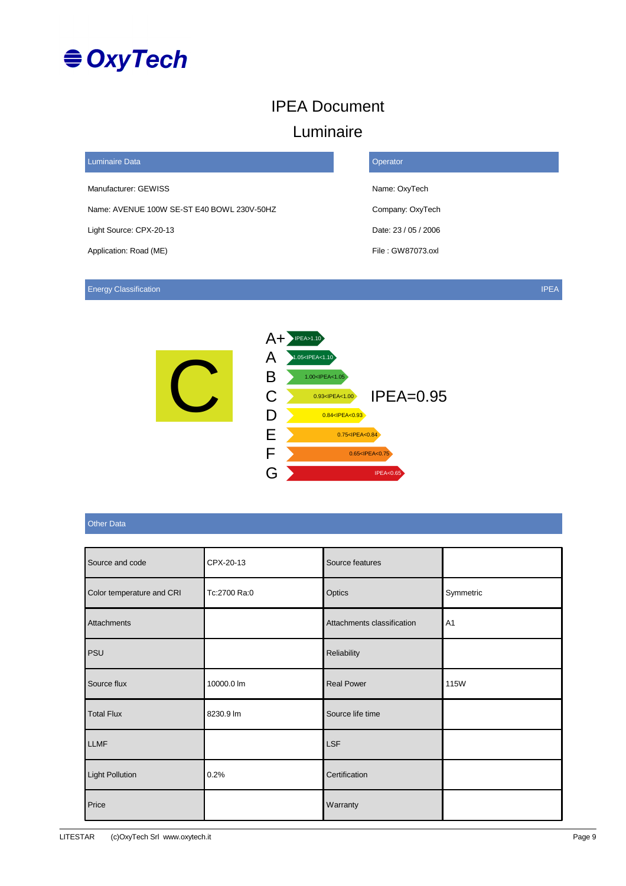# OxyTech

## IPEA Document

## Luminaire

| Luminaire Data | Operator |
|---|---|
| Manufacturer: GEWISS | Name: OxyTech |
| Name: AVENUE 100W SE-ST E40 BOWL 230V-50HZ | Company: OxyTech |
| Light Source: CPX-20-13 | Date: 23 / 05 / 2006 |
| Application: Road (ME) | File : GW87073.oxl |

### Energy Classification — IPEA

**C**

- A+ IPEA>1.10
- A 1.05<IPEA<1.10
- B 1.00<IPEA<1.05
- C 0.93<IPEA<1.00 — IPEA=0.95
- D 0.84<IPEA<0.93
- E 0.75<IPEA<0.84
- F 0.65<IPEA<0.75
- G IPEA<0.65

### Other Data

| | | | |
|---|---|---|---|
| Source and code | CPX-20-13 | Source features | |
| Color temperature and CRI | Tc:2700 Ra:0 | Optics | Symmetric |
| Attachments | | Attachments classification | A1 |
| PSU | | Reliability | |
| Source flux | 10000.0 lm | Real Power | 115W |
| Total Flux | 8230.9 lm | Source life time | |
| LLMF | | LSF | |
| Light Pollution | 0.2% | Certification | |
| Price | | Warranty | |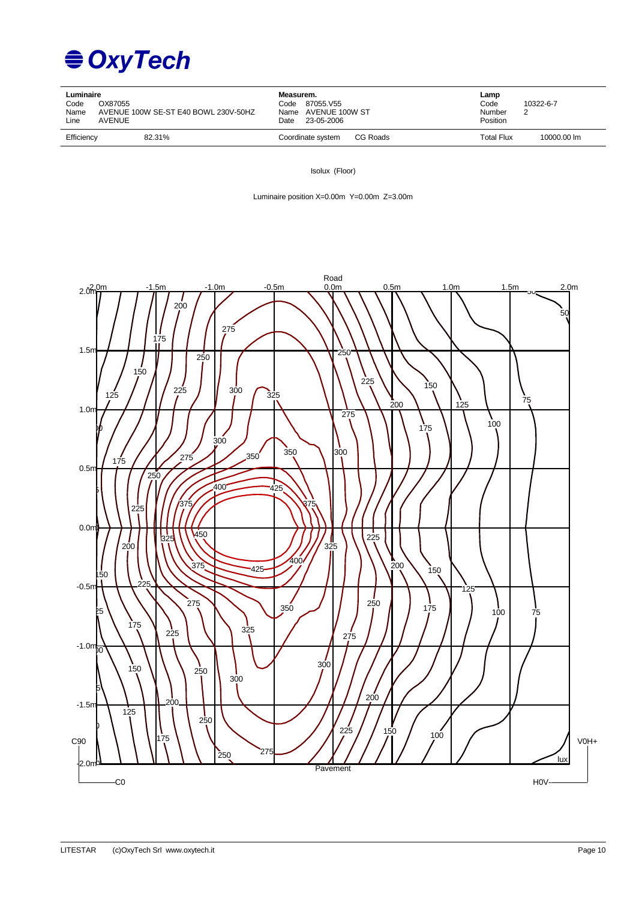**OxyTech**

| Luminaire | | Measurem. | | Lamp | |
|---|---|---|---|---|---|
| Code | OX87055 | Code | 87055.V55 | Code | 10322-6-7 |
| Name | AVENUE 100W SE-ST E40 BOWL 230V-50HZ | Name | AVENUE 100W ST | Number | 2 |
| Line | AVENUE | Date | 23-05-2006 | Position | |
| Efficiency | 82.31% | Coordinate system | CG Roads | Total Flux | 10000.00 lm |

Isolux (Floor)

Luminaire position X=0.00m Y=0.00m Z=3.00m

Road

Pavement

lux

C90 — C0 — V0H+ — H0V-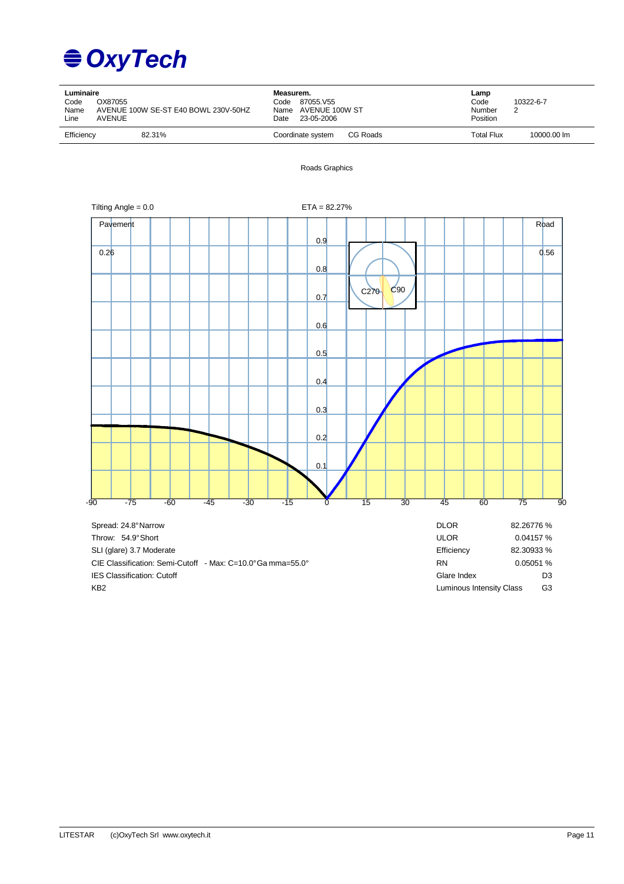# OxyTech

| **Luminaire** | | **Measurem.** | | **Lamp** | |
|---|---|---|---|---|---|
| Code | OX87055 | Code | 87055.V55 | Code | 10322-6-7 |
| Name | AVENUE 100W SE-ST E40 BOWL 230V-50HZ | Name | AVENUE 100W ST | Number | 2 |
| Line | AVENUE | Date | 23-05-2006 | Position | |
| Efficiency | 82.31% | Coordinate system | CG Roads | Total Flux | 10000.00 lm |

Roads Graphics

Tilting Angle = 0.0

ETA = 82.27%

Pavement 0.26

Road 0.56

| | | | |
|---|---|---|---|
| Spread: 24.8° Narrow | | DLOR | 82.26776 % |
| Throw: 54.9° Short | | ULOR | 0.04157 % |
| SLI (glare) 3.7 Moderate | | Efficiency | 82.30933 % |
| CIE Classification: Semi-Cutoff - Max: C=10.0° Gamma=55.0° | | RN | 0.05051 % |
| IES Classification: Cutoff | | Glare Index | D3 |
| KB2 | | Luminous Intensity Class | G3 |

LITESTAR (c)OxyTech Srl www.oxytech.it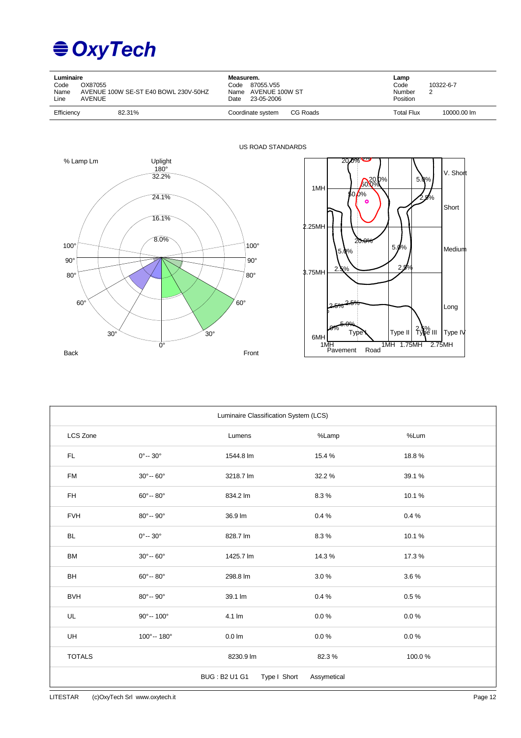# OxyTech

| Luminaire | | Measurem. | | Lamp | |
|---|---|---|---|---|---|
| Code | OX87055 | Code | 87055.V55 | Code | 10322-6-7 |
| Name | AVENUE 100W SE-ST E40 BOWL 230V-50HZ | Name | AVENUE 100W ST | Number | 2 |
| Line | AVENUE | Date | 23-05-2006 | Position | |
| Efficiency | 82.31% | Coordinate system | CG Roads | Total Flux | 10000.00 lm |

US ROAD STANDARDS

| Luminaire Classification System (LCS) | | | | |
|---|---|---|---|---|
| LCS Zone | | Lumens | %Lamp | %Lum |
| FL | 0°-- 30° | 1544.8 lm | 15.4 % | 18.8 % |
| FM | 30°-- 60° | 3218.7 lm | 32.2 % | 39.1 % |
| FH | 60°-- 80° | 834.2 lm | 8.3 % | 10.1 % |
| FVH | 80°-- 90° | 36.9 lm | 0.4 % | 0.4 % |
| BL | 0°-- 30° | 828.7 lm | 8.3 % | 10.1 % |
| BM | 30°-- 60° | 1425.7 lm | 14.3 % | 17.3 % |
| BH | 60°-- 80° | 298.8 lm | 3.0 % | 3.6 % |
| BVH | 80°-- 90° | 39.1 lm | 0.4 % | 0.5 % |
| UL | 90°-- 100° | 4.1 lm | 0.0 % | 0.0 % |
| UH | 100°-- 180° | 0.0 lm | 0.0 % | 0.0 % |
| TOTALS | | 8230.9 lm | 82.3 % | 100.0 % |
| | | BUG : B2 U1 G1 &nbsp; Type I Short | Assymetical | |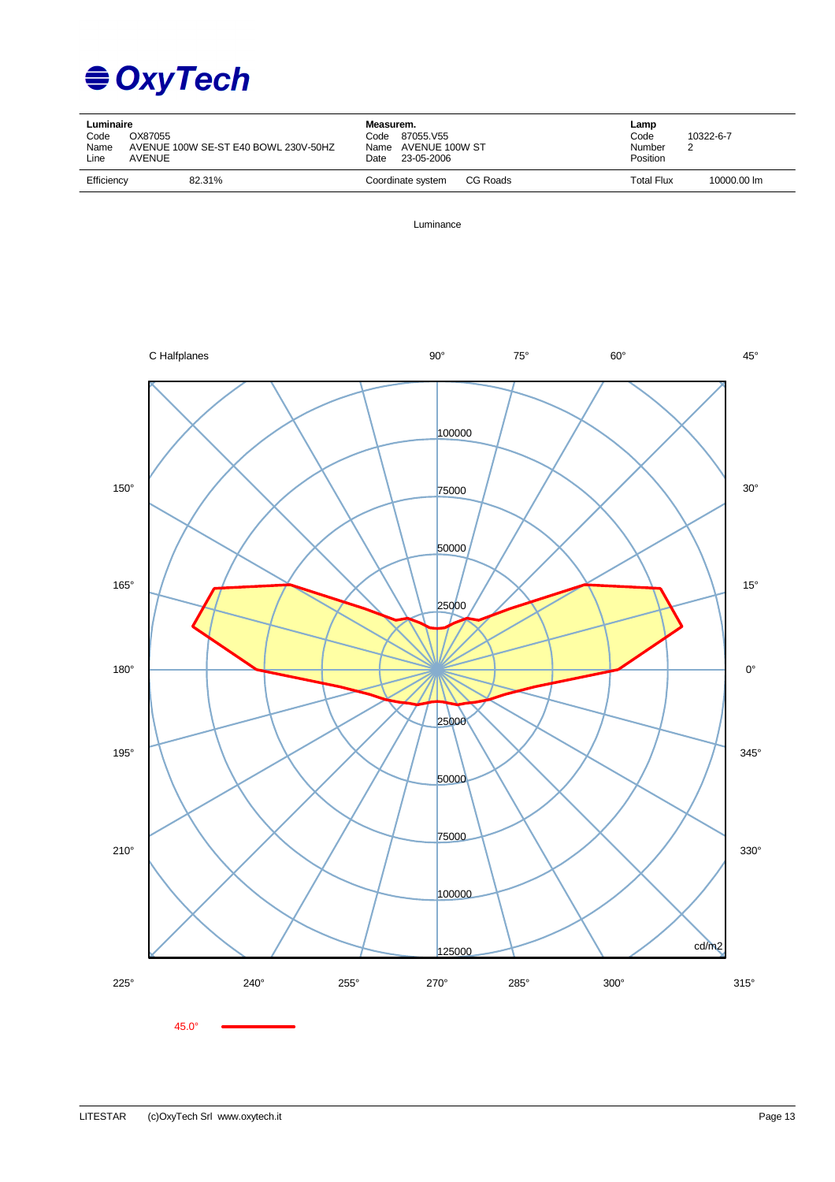# OxyTech

| Luminaire | | Measurem. | | Lamp | |
|---|---|---|---|---|---|
| Code | OX87055 | Code | 87055.V55 | Code | 10322-6-7 |
| Name | AVENUE 100W SE-ST E40 BOWL 230V-50HZ | Name | AVENUE 100W ST | Number | 2 |
| Line | AVENUE | Date | 23-05-2006 | Position | |
| Efficiency | 82.31% | Coordinate system | CG Roads | Total Flux | 10000.00 lm |

Luminance

C Halfplanes

90° 75° 60° 45°

150° 30°

165° 15°

180° 0°

195° 345°

210° 330°

225° 240° 255° 270° 285° 300° 315°

100000
75000
50000
25000
25000
50000
75000
100000
125000

cd/m2

45.0°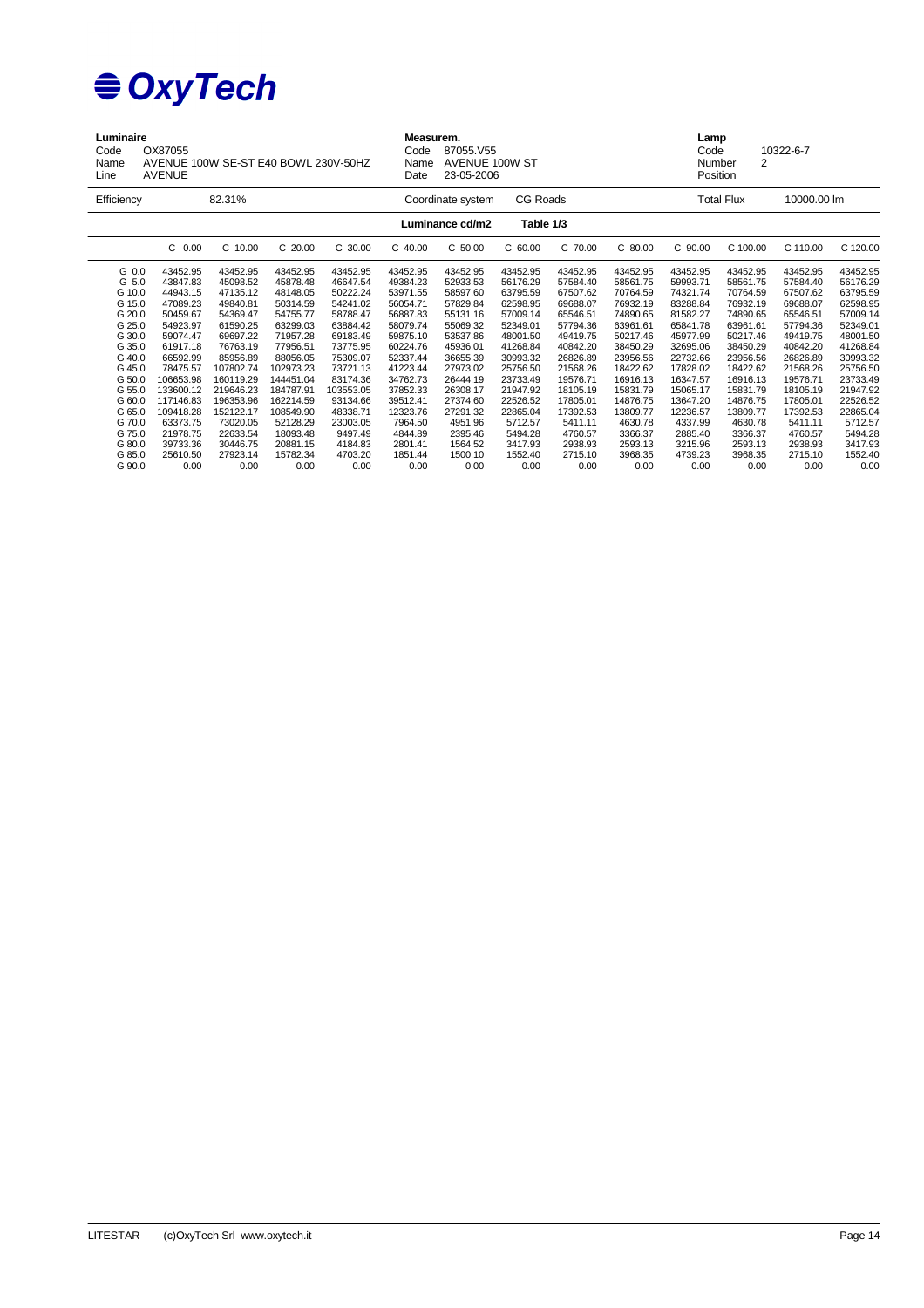# OxyTech

| **Luminaire** | | **Measurem.** | | **Lamp** | |
|---|---|---|---|---|---|
| Code | OX87055 | Code | 87055.V55 | Code | 10322-6-7 |
| Name | AVENUE 100W SE-ST E40 BOWL 230V-50HZ | Name | AVENUE 100W ST | Number | 2 |
| Line | AVENUE | Date | 23-05-2006 | Position | |

| Efficiency | 82.31% | Coordinate system | CG Roads | Total Flux | 10000.00 lm |
|---|---|---|---|---|---|

**Luminance cd/m2 — Table 1/3**

| | C 0.00 | C 10.00 | C 20.00 | C 30.00 | C 40.00 | C 50.00 | C 60.00 | C 70.00 | C 80.00 | C 90.00 | C 100.00 | C 110.00 | C 120.00 |
|---|---|---|---|---|---|---|---|---|---|---|---|---|---|
| G 0.0 | 43452.95 | 43452.95 | 43452.95 | 43452.95 | 43452.95 | 43452.95 | 43452.95 | 43452.95 | 43452.95 | 43452.95 | 43452.95 | 43452.95 | 43452.95 |
| G 5.0 | 43847.83 | 45098.52 | 45878.48 | 46647.54 | 49384.23 | 52933.53 | 56176.29 | 57584.40 | 58561.75 | 59993.71 | 58561.75 | 57584.40 | 56176.29 |
| G 10.0 | 44943.15 | 47135.12 | 48148.05 | 50222.24 | 53971.55 | 58597.60 | 63795.59 | 67507.62 | 70764.59 | 74321.74 | 70764.59 | 67507.62 | 63795.59 |
| G 15.0 | 47089.23 | 49840.81 | 50314.59 | 54241.02 | 56054.71 | 57829.84 | 62598.95 | 69688.07 | 76932.19 | 83288.84 | 76932.19 | 69688.07 | 62598.95 |
| G 20.0 | 50459.67 | 54369.47 | 54755.77 | 58788.47 | 56887.83 | 55131.16 | 57009.14 | 65546.51 | 74890.65 | 81582.27 | 74890.65 | 65546.51 | 57009.14 |
| G 25.0 | 54923.97 | 61590.25 | 63299.03 | 63884.42 | 58079.74 | 55069.32 | 52349.01 | 57794.36 | 63961.61 | 65841.78 | 63961.61 | 57794.36 | 52349.01 |
| G 30.0 | 59074.47 | 69697.22 | 71957.28 | 69183.49 | 59875.10 | 53537.86 | 48001.50 | 49419.75 | 50217.46 | 45977.99 | 50217.46 | 49419.75 | 48001.50 |
| G 35.0 | 61917.18 | 76763.19 | 77956.51 | 73775.95 | 60224.76 | 45936.01 | 41268.84 | 40842.20 | 38450.29 | 32695.06 | 38450.29 | 40842.20 | 41268.84 |
| G 40.0 | 66592.99 | 85956.89 | 88056.05 | 75309.07 | 52337.44 | 36655.39 | 30993.32 | 26826.89 | 23956.56 | 22732.66 | 23956.56 | 26826.89 | 30993.32 |
| G 45.0 | 78475.57 | 107802.74 | 102973.23 | 73721.13 | 41223.44 | 27973.02 | 25756.50 | 21568.26 | 18422.62 | 17828.02 | 18422.62 | 21568.26 | 25756.50 |
| G 50.0 | 106653.98 | 160119.29 | 144451.04 | 83174.36 | 34762.73 | 26444.19 | 23733.49 | 19576.71 | 16916.13 | 16347.57 | 16916.13 | 19576.71 | 23733.49 |
| G 55.0 | 133600.12 | 219646.23 | 184787.91 | 103553.05 | 37852.33 | 26308.17 | 21947.92 | 18105.19 | 15831.79 | 15065.17 | 15831.79 | 18105.19 | 21947.92 |
| G 60.0 | 117146.83 | 196353.96 | 162214.59 | 93134.66 | 39512.41 | 27374.60 | 22526.52 | 17805.01 | 14876.75 | 13647.20 | 14876.75 | 17805.01 | 22526.52 |
| G 65.0 | 109418.28 | 152122.17 | 108549.90 | 48338.71 | 12323.76 | 27291.32 | 22865.04 | 17392.53 | 13809.77 | 12236.57 | 13809.77 | 17392.53 | 22865.04 |
| G 70.0 | 63373.75 | 73020.05 | 52128.29 | 23003.05 | 7964.50 | 4951.96 | 5712.57 | 5411.11 | 4630.78 | 4337.99 | 4630.78 | 5411.11 | 5712.57 |
| G 75.0 | 21978.75 | 22633.54 | 18093.48 | 9497.49 | 4844.89 | 2395.46 | 5494.28 | 4760.57 | 3366.37 | 2885.40 | 3366.37 | 4760.57 | 5494.28 |
| G 80.0 | 39733.36 | 30446.75 | 20881.15 | 4184.83 | 2801.41 | 1564.52 | 3417.93 | 2938.93 | 2593.13 | 3215.96 | 2593.13 | 2938.93 | 3417.93 |
| G 85.0 | 25610.50 | 27923.14 | 15782.34 | 4703.20 | 1851.44 | 1500.10 | 1552.40 | 2715.10 | 3968.35 | 4739.23 | 3968.35 | 2715.10 | 1552.40 |
| G 90.0 | 0.00 | 0.00 | 0.00 | 0.00 | 0.00 | 0.00 | 0.00 | 0.00 | 0.00 | 0.00 | 0.00 | 0.00 | 0.00 |

LITESTAR (c)OxyTech Srl www.oxytech.it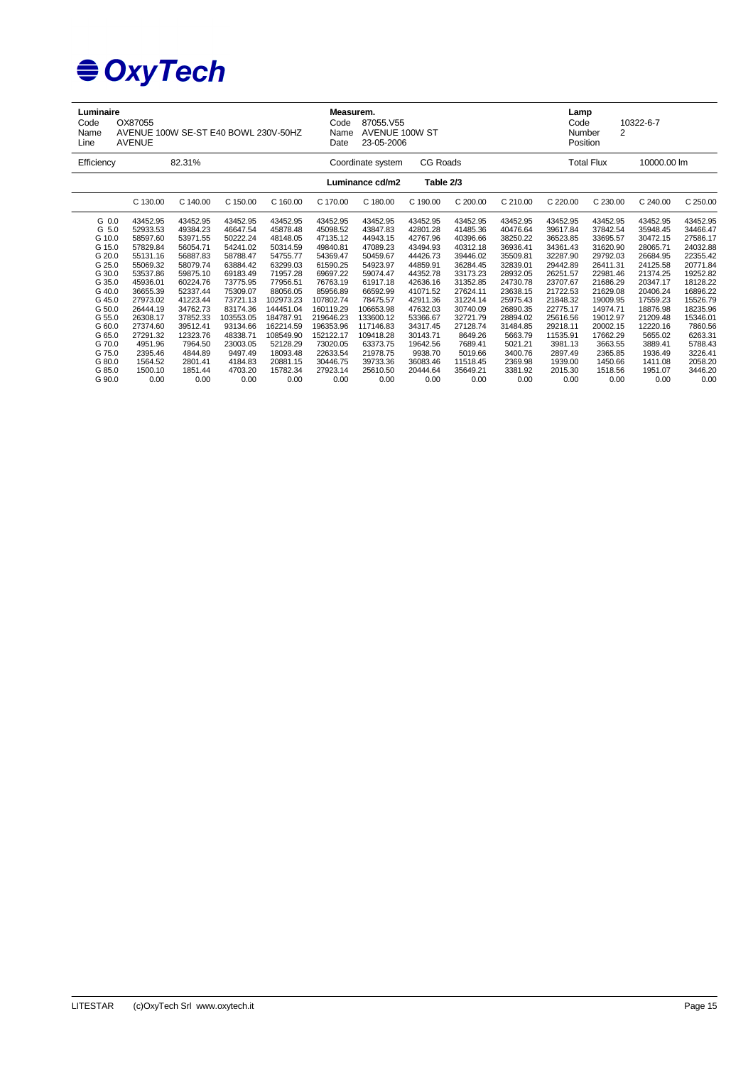# OxyTech

| Luminaire | | Measurem. | | Lamp | |
|---|---|---|---|---|---|
| Code | OX87055 | Code | 87055.V55 | Code | 10322-6-7 |
| Name | AVENUE 100W SE-ST E40 BOWL 230V-50HZ | Name | AVENUE 100W ST | Number | 2 |
| Line | AVENUE | Date | 23-05-2006 | Position | |

| Efficiency | 82.31% | Coordinate system | CG Roads | Total Flux | 10000.00 lm |
|---|---|---|---|---|---|

**Luminance cd/m2 — Table 2/3**

| | C 130.00 | C 140.00 | C 150.00 | C 160.00 | C 170.00 | C 180.00 | C 190.00 | C 200.00 | C 210.00 | C 220.00 | C 230.00 | C 240.00 | C 250.00 |
|---|---|---|---|---|---|---|---|---|---|---|---|---|---|
| G 0.0 | 43452.95 | 43452.95 | 43452.95 | 43452.95 | 43452.95 | 43452.95 | 43452.95 | 43452.95 | 43452.95 | 43452.95 | 43452.95 | 43452.95 | 43452.95 |
| G 5.0 | 52933.53 | 49384.23 | 46647.54 | 45878.48 | 45098.52 | 43847.83 | 42801.28 | 41485.36 | 40476.64 | 39617.84 | 37842.54 | 35948.45 | 34466.47 |
| G 10.0 | 58597.60 | 53971.55 | 50222.24 | 48148.05 | 47135.12 | 44943.15 | 42767.96 | 40396.66 | 38250.22 | 36523.85 | 33695.57 | 30472.15 | 27586.17 |
| G 15.0 | 57829.84 | 56054.71 | 54241.02 | 50314.59 | 49840.81 | 47089.23 | 43494.93 | 40312.18 | 36936.41 | 34361.43 | 31620.90 | 28065.71 | 24032.88 |
| G 20.0 | 55131.16 | 56887.83 | 58788.47 | 54755.77 | 54369.47 | 50459.67 | 44426.73 | 39446.02 | 35509.81 | 32287.90 | 29792.03 | 26684.95 | 22355.42 |
| G 25.0 | 55069.32 | 58079.74 | 63884.42 | 63299.03 | 61590.25 | 54923.97 | 44859.91 | 36284.45 | 32839.01 | 29442.89 | 26411.31 | 24125.58 | 20771.84 |
| G 30.0 | 53537.86 | 59875.10 | 69183.49 | 71957.28 | 69697.22 | 59074.47 | 44352.78 | 33173.23 | 28932.05 | 26251.57 | 22981.46 | 21374.25 | 19252.82 |
| G 35.0 | 45936.01 | 60224.76 | 73775.95 | 77956.51 | 76763.19 | 61917.18 | 42636.16 | 31352.85 | 24730.78 | 23707.67 | 21686.29 | 20347.17 | 18128.22 |
| G 40.0 | 36655.39 | 52337.44 | 75309.07 | 88056.05 | 85956.89 | 66592.99 | 41071.52 | 27624.11 | 23638.15 | 21722.53 | 21629.08 | 20406.24 | 16896.22 |
| G 45.0 | 27973.02 | 41223.44 | 73721.13 | 102973.23 | 107802.74 | 78475.57 | 42911.36 | 31224.14 | 25975.43 | 21848.32 | 19009.95 | 17559.23 | 15526.79 |
| G 50.0 | 26444.19 | 34762.73 | 83174.36 | 144451.04 | 160119.29 | 106653.98 | 47632.03 | 30740.09 | 26890.35 | 22775.17 | 14974.71 | 18876.98 | 18235.96 |
| G 55.0 | 26308.17 | 37852.33 | 103553.05 | 184787.91 | 219646.23 | 133600.12 | 53366.67 | 32721.79 | 28894.02 | 25616.56 | 19012.97 | 21209.48 | 15346.01 |
| G 60.0 | 27374.60 | 39512.41 | 93134.66 | 162214.59 | 196353.96 | 117146.83 | 34317.45 | 27128.74 | 31484.85 | 29218.11 | 20002.15 | 12220.16 | 7860.56 |
| G 65.0 | 27291.32 | 12323.76 | 48338.71 | 108549.90 | 152122.17 | 109418.28 | 30143.71 | 8649.26 | 5663.79 | 11535.91 | 17662.29 | 5655.02 | 6263.31 |
| G 70.0 | 4951.96 | 7964.50 | 23003.05 | 52128.29 | 73020.05 | 63373.75 | 19642.56 | 7689.41 | 5021.21 | 3981.13 | 3663.55 | 3889.41 | 5788.43 |
| G 75.0 | 2395.46 | 4844.89 | 9497.49 | 18093.48 | 22633.54 | 21978.75 | 9938.70 | 5019.66 | 3400.76 | 2897.49 | 2365.85 | 1936.49 | 3226.41 |
| G 80.0 | 1564.52 | 2801.41 | 4184.83 | 20881.15 | 30446.75 | 39733.36 | 36083.46 | 11518.45 | 2369.98 | 1939.00 | 1450.66 | 1411.08 | 2058.20 |
| G 85.0 | 1500.10 | 1851.44 | 4703.20 | 15782.34 | 27923.14 | 25610.50 | 20444.64 | 35649.21 | 3381.92 | 2015.30 | 1518.56 | 1951.07 | 3446.20 |
| G 90.0 | 0.00 | 0.00 | 0.00 | 0.00 | 0.00 | 0.00 | 0.00 | 0.00 | 0.00 | 0.00 | 0.00 | 0.00 | 0.00 |

LITESTAR (c)OxyTech Srl www.oxytech.it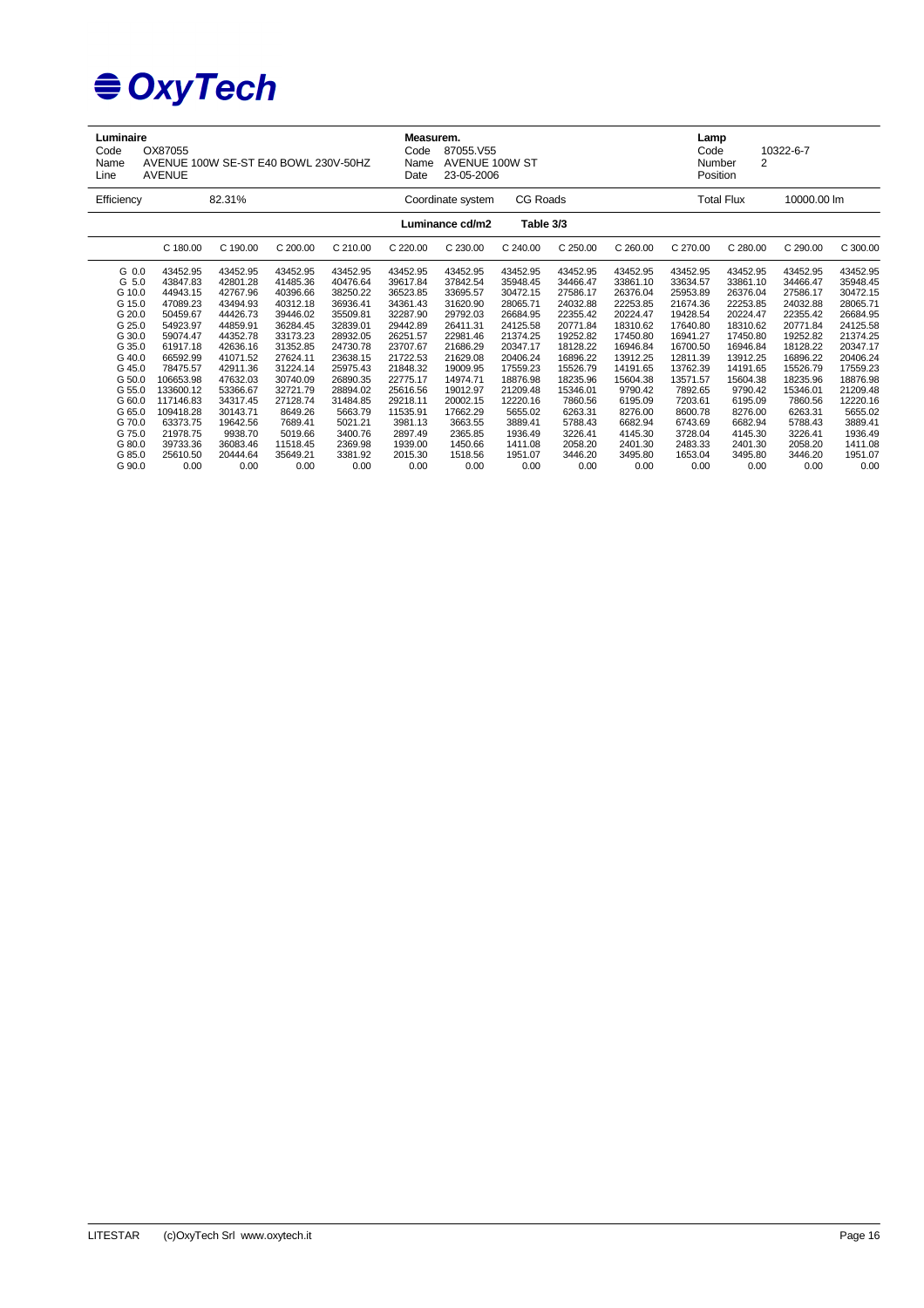# OxyTech

| Luminaire | | Measurem. | | Lamp | |
|---|---|---|---|---|---|
| Code | OX87055 | Code | 87055.V55 | Code | 10322-6-7 |
| Name | AVENUE 100W SE-ST E40 BOWL 230V-50HZ | Name | AVENUE 100W ST | Number | 2 |
| Line | AVENUE | Date | 23-05-2006 | Position | |

Efficiency 82.31% | Coordinate system CG Roads | Total Flux 10000.00 lm

**Luminance cd/m2 Table 3/3**

| | C 180.00 | C 190.00 | C 200.00 | C 210.00 | C 220.00 | C 230.00 | C 240.00 | C 250.00 | C 260.00 | C 270.00 | C 280.00 | C 290.00 | C 300.00 |
|---|---|---|---|---|---|---|---|---|---|---|---|---|---|
| G 0.0 | 43452.95 | 43452.95 | 43452.95 | 43452.95 | 43452.95 | 43452.95 | 43452.95 | 43452.95 | 43452.95 | 43452.95 | 43452.95 | 43452.95 | 43452.95 |
| G 5.0 | 43847.83 | 42801.28 | 41485.36 | 40476.64 | 39617.84 | 37842.54 | 35948.45 | 34466.47 | 33861.10 | 33634.57 | 33861.10 | 34466.47 | 35948.45 |
| G 10.0 | 44943.15 | 42767.96 | 40396.66 | 38250.22 | 36523.85 | 33695.57 | 30472.15 | 27586.17 | 26376.04 | 25953.89 | 26376.04 | 27586.17 | 30472.15 |
| G 15.0 | 47089.23 | 43494.93 | 40312.18 | 36936.41 | 34361.43 | 31620.90 | 28065.71 | 24032.88 | 22253.85 | 21674.36 | 22253.85 | 24032.88 | 28065.71 |
| G 20.0 | 50459.67 | 44426.73 | 39446.02 | 35509.81 | 32287.90 | 29792.03 | 26684.95 | 22355.42 | 20224.47 | 19428.54 | 20224.47 | 22355.42 | 26684.95 |
| G 25.0 | 54923.97 | 44859.91 | 36284.45 | 32839.01 | 29442.89 | 26411.31 | 24125.58 | 20771.84 | 18310.62 | 17640.80 | 18310.62 | 20771.84 | 24125.58 |
| G 30.0 | 59074.47 | 44352.78 | 33173.23 | 28932.05 | 26251.57 | 22981.46 | 21374.25 | 19252.82 | 17450.80 | 16941.27 | 17450.80 | 19252.82 | 21374.25 |
| G 35.0 | 61917.18 | 42636.16 | 31352.85 | 24730.78 | 23707.67 | 21686.29 | 20347.17 | 18128.22 | 16946.84 | 16700.50 | 16946.84 | 18128.22 | 20347.17 |
| G 40.0 | 66592.99 | 41071.52 | 27624.11 | 23638.15 | 21722.53 | 21629.08 | 20406.24 | 16896.22 | 13912.25 | 12811.39 | 13912.25 | 16896.22 | 20406.24 |
| G 45.0 | 78475.57 | 42911.36 | 31224.14 | 25975.43 | 21848.32 | 19009.95 | 17559.23 | 15526.79 | 14191.65 | 13762.39 | 14191.65 | 15526.79 | 17559.23 |
| G 50.0 | 106653.98 | 47632.03 | 30740.09 | 26890.35 | 22775.17 | 14974.71 | 18876.98 | 18235.96 | 15604.38 | 13571.57 | 15604.38 | 18235.96 | 18876.98 |
| G 55.0 | 133600.12 | 53366.67 | 32721.79 | 28894.02 | 25616.56 | 19012.97 | 21209.48 | 15346.01 | 9790.42 | 7892.65 | 9790.42 | 15346.01 | 21209.48 |
| G 60.0 | 117146.83 | 34317.45 | 27128.74 | 31484.85 | 29218.11 | 20002.15 | 12220.16 | 7860.56 | 6195.09 | 7203.61 | 6195.09 | 7860.56 | 12220.16 |
| G 65.0 | 109418.28 | 30143.71 | 8649.26 | 5663.79 | 11535.91 | 17662.29 | 5655.02 | 6263.31 | 8276.00 | 8600.78 | 8276.00 | 6263.31 | 5655.02 |
| G 70.0 | 63373.75 | 19642.56 | 7689.41 | 5021.21 | 3981.13 | 3663.55 | 3889.41 | 5788.43 | 6682.94 | 6743.69 | 6682.94 | 5788.43 | 3889.41 |
| G 75.0 | 21978.75 | 9938.70 | 5019.66 | 3400.76 | 2897.49 | 2365.85 | 1936.49 | 3226.41 | 4145.30 | 3728.04 | 4145.30 | 3226.41 | 1936.49 |
| G 80.0 | 39733.36 | 36083.46 | 11518.45 | 2369.98 | 1939.00 | 1450.66 | 1411.08 | 2058.20 | 2401.30 | 2483.33 | 2401.30 | 2058.20 | 1411.08 |
| G 85.0 | 25610.50 | 20444.64 | 35649.21 | 3381.92 | 2015.30 | 1518.56 | 1951.07 | 3446.20 | 3495.80 | 1653.04 | 3495.80 | 3446.20 | 1951.07 |
| G 90.0 | 0.00 | 0.00 | 0.00 | 0.00 | 0.00 | 0.00 | 0.00 | 0.00 | 0.00 | 0.00 | 0.00 | 0.00 | 0.00 |

LITESTAR (c)OxyTech Srl www.oxytech.it